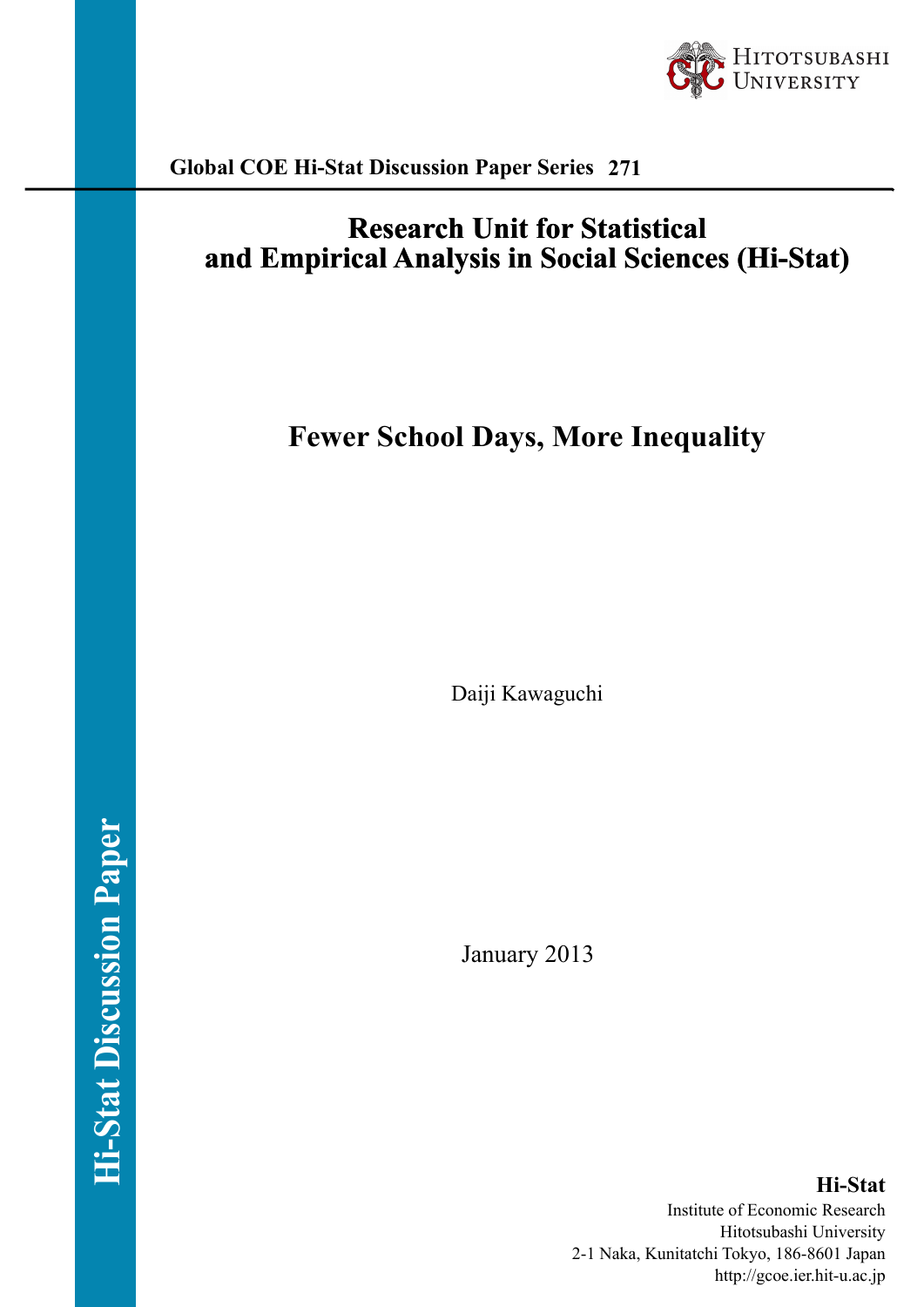Global COE Hi-Stat Discussion Paper Series 271

# Research Unit for Statistical and Empirical Analysis in Social Sciences (Hi-Stat)

## Fewer School Days, More Inequality

Daiji Kawaguchi

January 2013

**Hi-Stat**
Institute of Economic Research
Hitotsubashi University
2-1 Naka, Kunitatchi Tokyo, 186-8601 Japan
http://gcoe.ier.hit-u.ac.jp

Hi-Stat Discussion Paper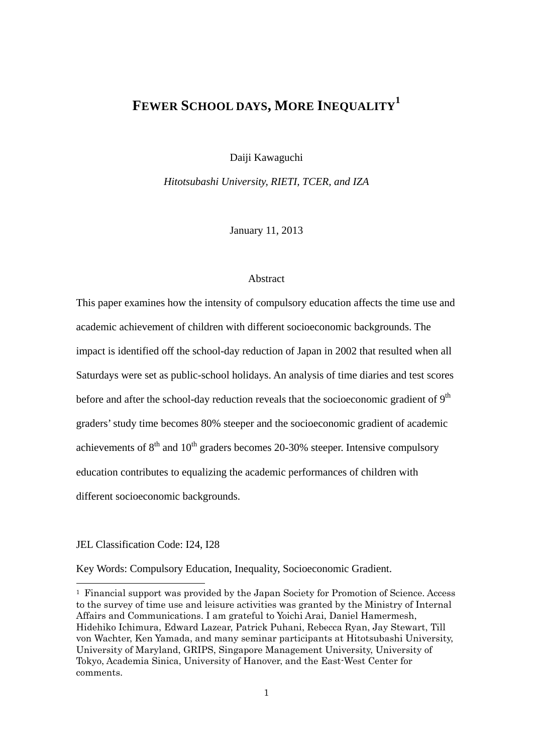# FEWER SCHOOL DAYS, MORE INEQUALITY[1]

Daiji Kawaguchi

*Hitotsubashi University, RIETI, TCER, and IZA*

January 11, 2013

Abstract

This paper examines how the intensity of compulsory education affects the time use and academic achievement of children with different socioeconomic backgrounds. The impact is identified off the school-day reduction of Japan in 2002 that resulted when all Saturdays were set as public-school holidays. An analysis of time diaries and test scores before and after the school-day reduction reveals that the socioeconomic gradient of 9th graders' study time becomes 80% steeper and the socioeconomic gradient of academic achievements of 8th and 10th graders becomes 20-30% steeper. Intensive compulsory education contributes to equalizing the academic performances of children with different socioeconomic backgrounds.

JEL Classification Code: I24, I28

Key Words: Compulsory Education, Inequality, Socioeconomic Gradient.

[1] Financial support was provided by the Japan Society for Promotion of Science. Access to the survey of time use and leisure activities was granted by the Ministry of Internal Affairs and Communications. I am grateful to Yoichi Arai, Daniel Hamermesh, Hidehiko Ichimura, Edward Lazear, Patrick Puhani, Rebecca Ryan, Jay Stewart, Till von Wachter, Ken Yamada, and many seminar participants at Hitotsubashi University, University of Maryland, GRIPS, Singapore Management University, University of Tokyo, Academia Sinica, University of Hanover, and the East-West Center for comments.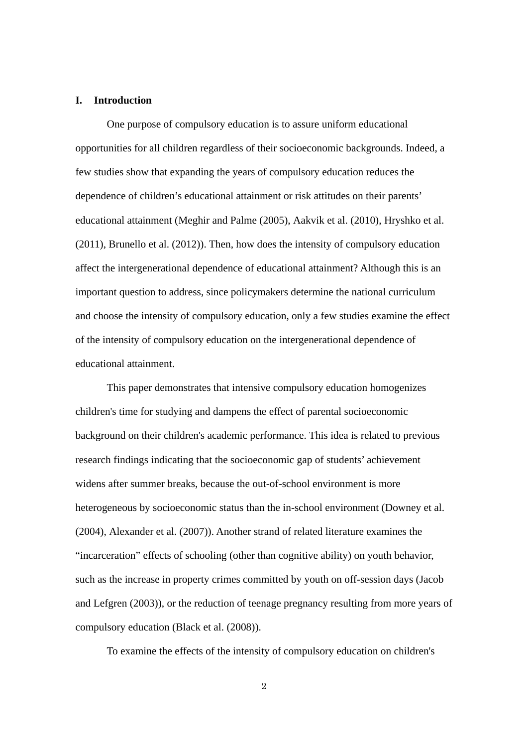## I. Introduction

One purpose of compulsory education is to assure uniform educational opportunities for all children regardless of their socioeconomic backgrounds. Indeed, a few studies show that expanding the years of compulsory education reduces the dependence of children's educational attainment or risk attitudes on their parents' educational attainment (Meghir and Palme (2005), Aakvik et al. (2010), Hryshko et al. (2011), Brunello et al. (2012)). Then, how does the intensity of compulsory education affect the intergenerational dependence of educational attainment? Although this is an important question to address, since policymakers determine the national curriculum and choose the intensity of compulsory education, only a few studies examine the effect of the intensity of compulsory education on the intergenerational dependence of educational attainment.

This paper demonstrates that intensive compulsory education homogenizes children's time for studying and dampens the effect of parental socioeconomic background on their children's academic performance. This idea is related to previous research findings indicating that the socioeconomic gap of students' achievement widens after summer breaks, because the out-of-school environment is more heterogeneous by socioeconomic status than the in-school environment (Downey et al. (2004), Alexander et al. (2007)). Another strand of related literature examines the "incarceration" effects of schooling (other than cognitive ability) on youth behavior, such as the increase in property crimes committed by youth on off-session days (Jacob and Lefgren (2003)), or the reduction of teenage pregnancy resulting from more years of compulsory education (Black et al. (2008)).

To examine the effects of the intensity of compulsory education on children's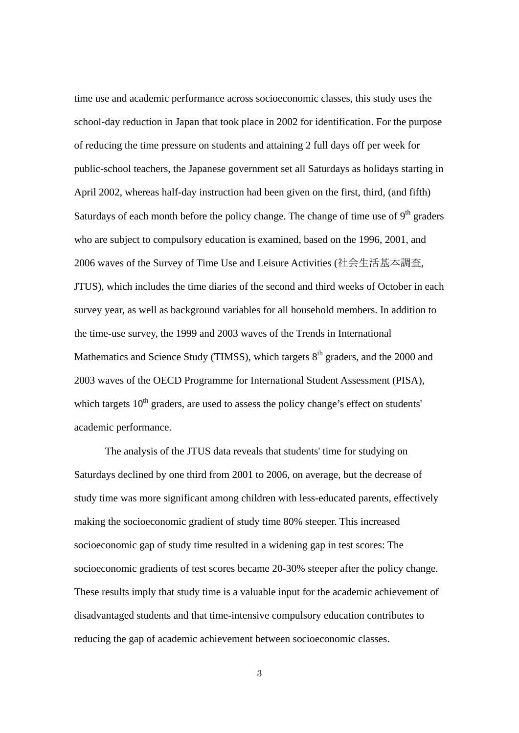time use and academic performance across socioeconomic classes, this study uses the school-day reduction in Japan that took place in 2002 for identification. For the purpose of reducing the time pressure on students and attaining 2 full days off per week for public-school teachers, the Japanese government set all Saturdays as holidays starting in April 2002, whereas half-day instruction had been given on the first, third, (and fifth) Saturdays of each month before the policy change. The change of time use of 9th graders who are subject to compulsory education is examined, based on the 1996, 2001, and 2006 waves of the Survey of Time Use and Leisure Activities (社会生活基本調査, JTUS), which includes the time diaries of the second and third weeks of October in each survey year, as well as background variables for all household members. In addition to the time-use survey, the 1999 and 2003 waves of the Trends in International Mathematics and Science Study (TIMSS), which targets 8th graders, and the 2000 and 2003 waves of the OECD Programme for International Student Assessment (PISA), which targets 10th graders, are used to assess the policy change's effect on students' academic performance.

The analysis of the JTUS data reveals that students' time for studying on Saturdays declined by one third from 2001 to 2006, on average, but the decrease of study time was more significant among children with less-educated parents, effectively making the socioeconomic gradient of study time 80% steeper. This increased socioeconomic gap of study time resulted in a widening gap in test scores: The socioeconomic gradients of test scores became 20-30% steeper after the policy change. These results imply that study time is a valuable input for the academic achievement of disadvantaged students and that time-intensive compulsory education contributes to reducing the gap of academic achievement between socioeconomic classes.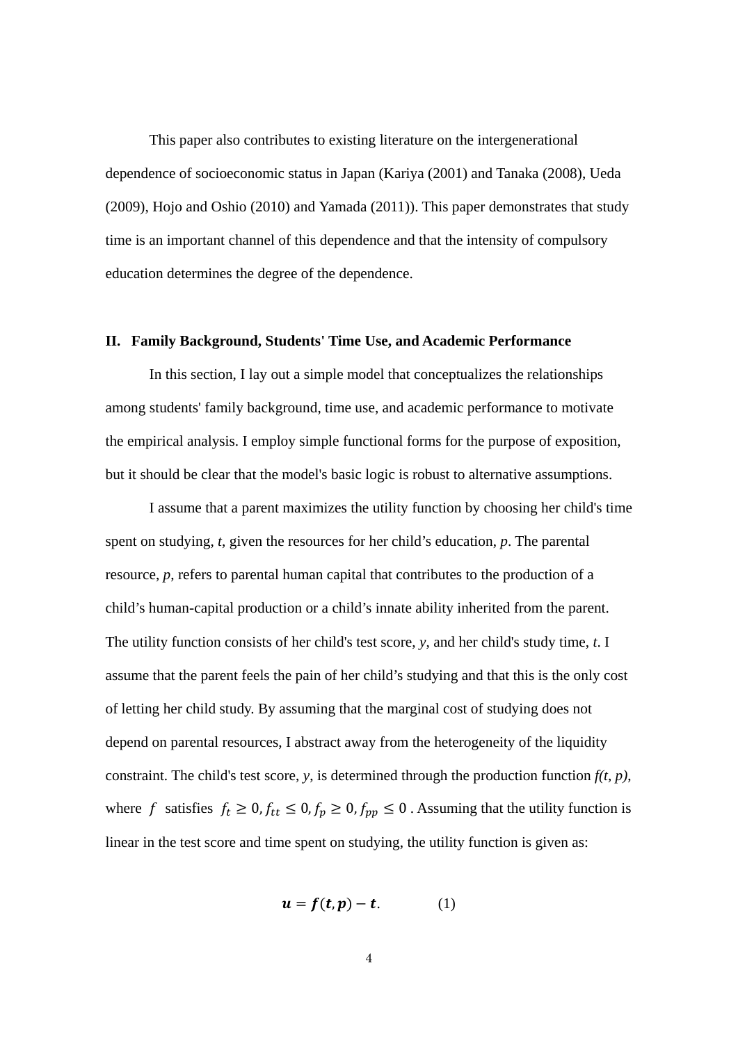This paper also contributes to existing literature on the intergenerational dependence of socioeconomic status in Japan (Kariya (2001) and Tanaka (2008), Ueda (2009), Hojo and Oshio (2010) and Yamada (2011)). This paper demonstrates that study time is an important channel of this dependence and that the intensity of compulsory education determines the degree of the dependence.

## II. Family Background, Students' Time Use, and Academic Performance

In this section, I lay out a simple model that conceptualizes the relationships among students' family background, time use, and academic performance to motivate the empirical analysis. I employ simple functional forms for the purpose of exposition, but it should be clear that the model's basic logic is robust to alternative assumptions.

I assume that a parent maximizes the utility function by choosing her child's time spent on studying, *t*, given the resources for her child's education, *p*. The parental resource, *p*, refers to parental human capital that contributes to the production of a child's human-capital production or a child's innate ability inherited from the parent. The utility function consists of her child's test score, *y*, and her child's study time, *t*. I assume that the parent feels the pain of her child's studying and that this is the only cost of letting her child study. By assuming that the marginal cost of studying does not depend on parental resources, I abstract away from the heterogeneity of the liquidity constraint. The child's test score, *y*, is determined through the production function *f(t, p)*, where $f$ satisfies $f_t \geq 0, f_{tt} \leq 0, f_p \geq 0, f_{pp} \leq 0$ . Assuming that the utility function is linear in the test score and time spent on studying, the utility function is given as:

$$\boldsymbol{u} = \boldsymbol{f}(\boldsymbol{t}, \boldsymbol{p}) - \boldsymbol{t}. \qquad (1)$$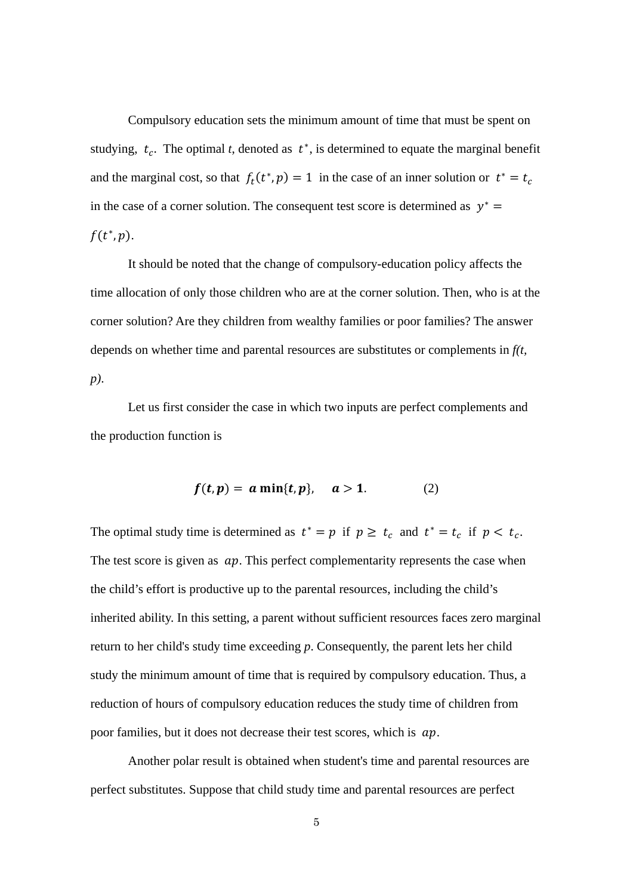Compulsory education sets the minimum amount of time that must be spent on studying, $t_c$. The optimal *t*, denoted as $t^*$, is determined to equate the marginal benefit and the marginal cost, so that $f_t(t^*, p) = 1$ in the case of an inner solution or $t^* = t_c$ in the case of a corner solution. The consequent test score is determined as $y^* = f(t^*, p)$.

It should be noted that the change of compulsory-education policy affects the time allocation of only those children who are at the corner solution. Then, who is at the corner solution? Are they children from wealthy families or poor families? The answer depends on whether time and parental resources are substitutes or complements in *f(t, p)*.

Let us first consider the case in which two inputs are perfect complements and the production function is

$$\boldsymbol{f(t,p) = a \min\{t,p\}, \quad a > 1.} \tag{2}$$

The optimal study time is determined as $t^* = p$ if $p \geq t_c$ and $t^* = t_c$ if $p < t_c$. The test score is given as $ap$. This perfect complementarity represents the case when the child's effort is productive up to the parental resources, including the child's inherited ability. In this setting, a parent without sufficient resources faces zero marginal return to her child's study time exceeding *p*. Consequently, the parent lets her child study the minimum amount of time that is required by compulsory education. Thus, a reduction of hours of compulsory education reduces the study time of children from poor families, but it does not decrease their test scores, which is $ap$.

Another polar result is obtained when student's time and parental resources are perfect substitutes. Suppose that child study time and parental resources are perfect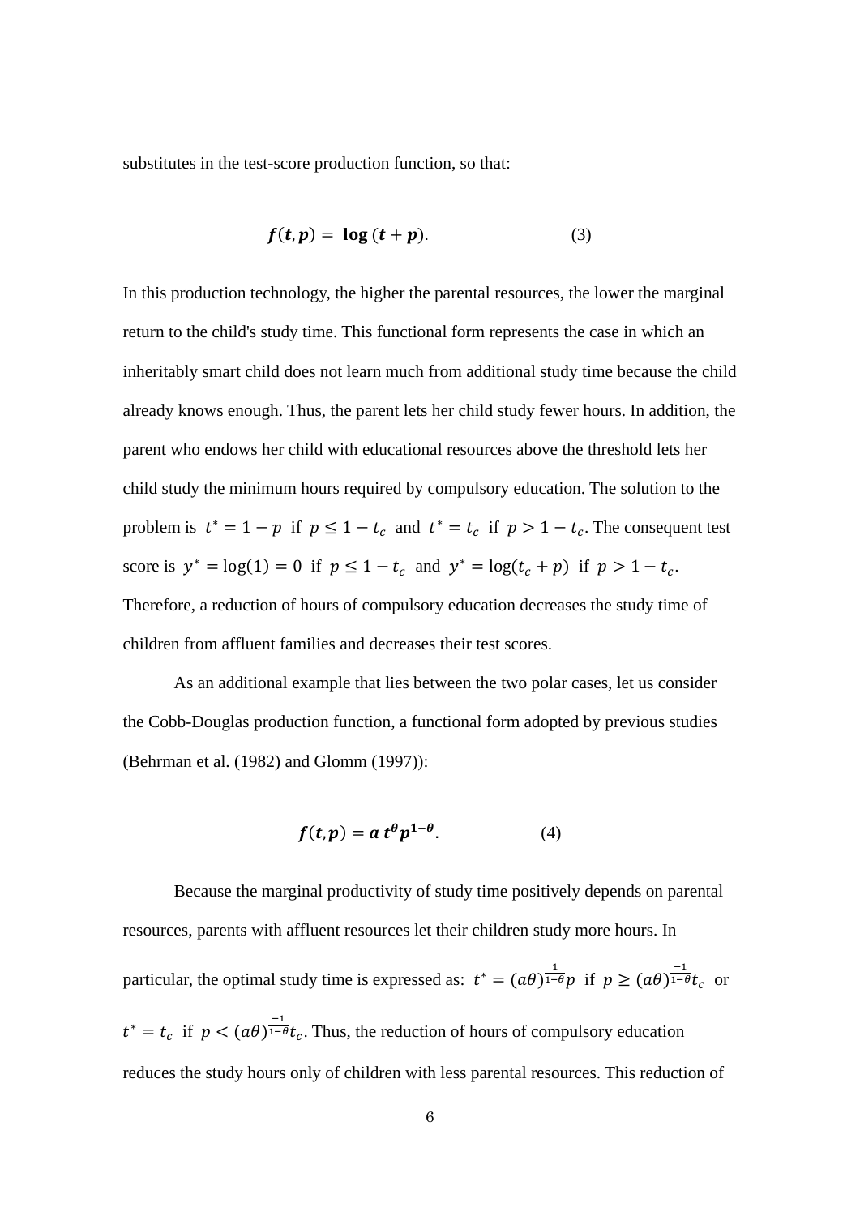substitutes in the test-score production function, so that:

$$\boldsymbol{f(t, p) = \log(t + p)}. \tag{3}$$

In this production technology, the higher the parental resources, the lower the marginal return to the child's study time. This functional form represents the case in which an inheritably smart child does not learn much from additional study time because the child already knows enough. Thus, the parent lets her child study fewer hours. In addition, the parent who endows her child with educational resources above the threshold lets her child study the minimum hours required by compulsory education. The solution to the problem is $t^* = 1 - p$ if $p \leq 1 - t_c$ and $t^* = t_c$ if $p > 1 - t_c$. The consequent test score is $y^* = \log(1) = 0$ if $p \leq 1 - t_c$ and $y^* = \log(t_c + p)$ if $p > 1 - t_c$. Therefore, a reduction of hours of compulsory education decreases the study time of children from affluent families and decreases their test scores.

As an additional example that lies between the two polar cases, let us consider the Cobb-Douglas production function, a functional form adopted by previous studies (Behrman et al. (1982) and Glomm (1997)):

$$\boldsymbol{f(t, p) = a\, t^{\theta} p^{1-\theta}}. \tag{4}$$

Because the marginal productivity of study time positively depends on parental resources, parents with affluent resources let their children study more hours. In particular, the optimal study time is expressed as: $t^* = (a\theta)^{\frac{1}{1-\theta}} p$ if $p \geq (a\theta)^{\frac{-1}{1-\theta}} t_c$ or $t^* = t_c$ if $p < (a\theta)^{\frac{-1}{1-\theta}} t_c$. Thus, the reduction of hours of compulsory education reduces the study hours only of children with less parental resources. This reduction of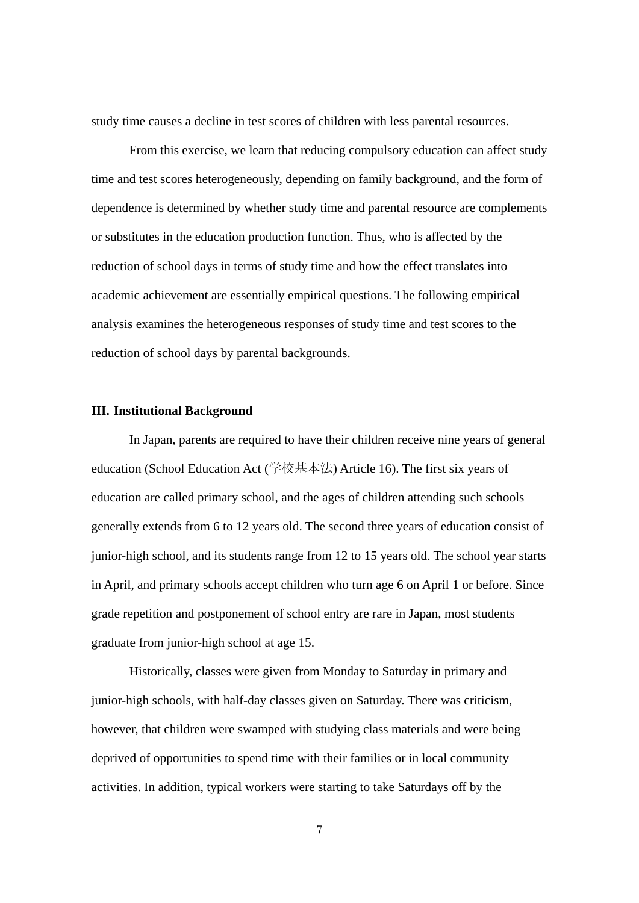study time causes a decline in test scores of children with less parental resources.

From this exercise, we learn that reducing compulsory education can affect study time and test scores heterogeneously, depending on family background, and the form of dependence is determined by whether study time and parental resource are complements or substitutes in the education production function. Thus, who is affected by the reduction of school days in terms of study time and how the effect translates into academic achievement are essentially empirical questions. The following empirical analysis examines the heterogeneous responses of study time and test scores to the reduction of school days by parental backgrounds.

## III. Institutional Background

In Japan, parents are required to have their children receive nine years of general education (School Education Act (学校基本法) Article 16). The first six years of education are called primary school, and the ages of children attending such schools generally extends from 6 to 12 years old. The second three years of education consist of junior-high school, and its students range from 12 to 15 years old. The school year starts in April, and primary schools accept children who turn age 6 on April 1 or before. Since grade repetition and postponement of school entry are rare in Japan, most students graduate from junior-high school at age 15.

Historically, classes were given from Monday to Saturday in primary and junior-high schools, with half-day classes given on Saturday. There was criticism, however, that children were swamped with studying class materials and were being deprived of opportunities to spend time with their families or in local community activities. In addition, typical workers were starting to take Saturdays off by the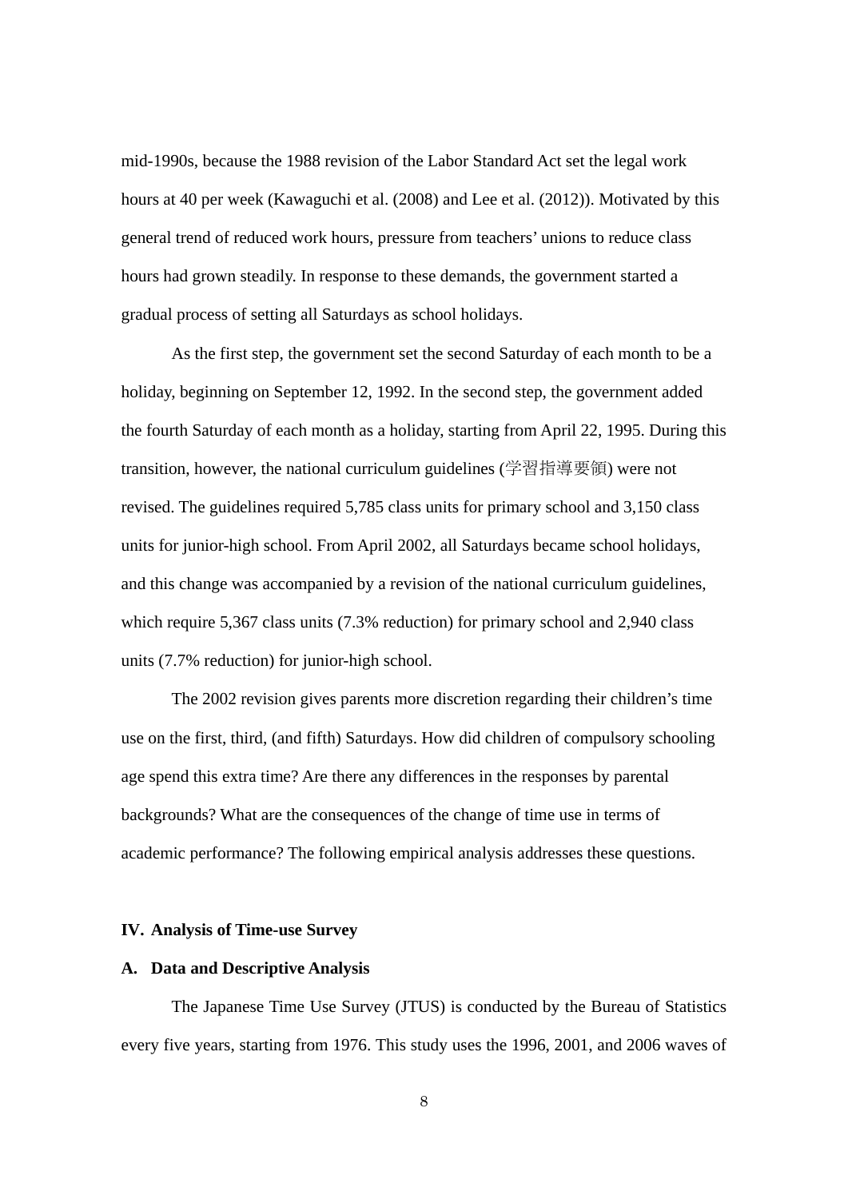mid-1990s, because the 1988 revision of the Labor Standard Act set the legal work hours at 40 per week (Kawaguchi et al. (2008) and Lee et al. (2012)). Motivated by this general trend of reduced work hours, pressure from teachers' unions to reduce class hours had grown steadily. In response to these demands, the government started a gradual process of setting all Saturdays as school holidays.

As the first step, the government set the second Saturday of each month to be a holiday, beginning on September 12, 1992. In the second step, the government added the fourth Saturday of each month as a holiday, starting from April 22, 1995. During this transition, however, the national curriculum guidelines (学習指導要領) were not revised. The guidelines required 5,785 class units for primary school and 3,150 class units for junior-high school. From April 2002, all Saturdays became school holidays, and this change was accompanied by a revision of the national curriculum guidelines, which require 5,367 class units (7.3% reduction) for primary school and 2,940 class units (7.7% reduction) for junior-high school.

The 2002 revision gives parents more discretion regarding their children's time use on the first, third, (and fifth) Saturdays. How did children of compulsory schooling age spend this extra time? Are there any differences in the responses by parental backgrounds? What are the consequences of the change of time use in terms of academic performance? The following empirical analysis addresses these questions.

## IV. Analysis of Time-use Survey

### A. Data and Descriptive Analysis

The Japanese Time Use Survey (JTUS) is conducted by the Bureau of Statistics every five years, starting from 1976. This study uses the 1996, 2001, and 2006 waves of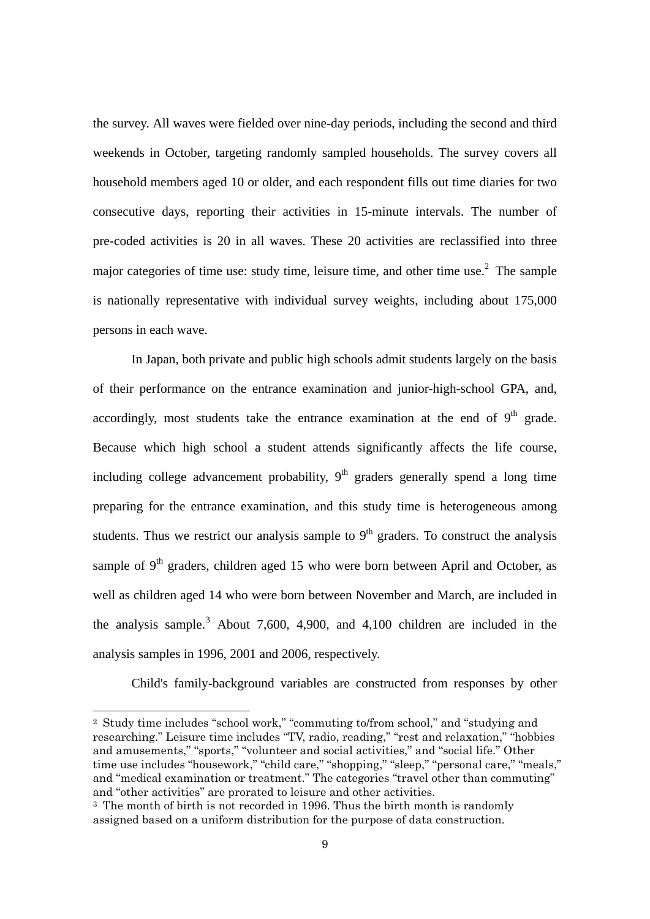the survey. All waves were fielded over nine-day periods, including the second and third weekends in October, targeting randomly sampled households. The survey covers all household members aged 10 or older, and each respondent fills out time diaries for two consecutive days, reporting their activities in 15-minute intervals. The number of pre-coded activities is 20 in all waves. These 20 activities are reclassified into three major categories of time use: study time, leisure time, and other time use.[2] The sample is nationally representative with individual survey weights, including about 175,000 persons in each wave.

In Japan, both private and public high schools admit students largely on the basis of their performance on the entrance examination and junior-high-school GPA, and, accordingly, most students take the entrance examination at the end of 9th grade. Because which high school a student attends significantly affects the life course, including college advancement probability, 9th graders generally spend a long time preparing for the entrance examination, and this study time is heterogeneous among students. Thus we restrict our analysis sample to 9th graders. To construct the analysis sample of 9th graders, children aged 15 who were born between April and October, as well as children aged 14 who were born between November and March, are included in the analysis sample.[3] About 7,600, 4,900, and 4,100 children are included in the analysis samples in 1996, 2001 and 2006, respectively.

Child's family-background variables are constructed from responses by other

---

[2] Study time includes "school work," "commuting to/from school," and "studying and researching." Leisure time includes "TV, radio, reading," "rest and relaxation," "hobbies and amusements," "sports," "volunteer and social activities," and "social life." Other time use includes "housework," "child care," "shopping," "sleep," "personal care," "meals," and "medical examination or treatment." The categories "travel other than commuting" and "other activities" are prorated to leisure and other activities.

[3] The month of birth is not recorded in 1996. Thus the birth month is randomly assigned based on a uniform distribution for the purpose of data construction.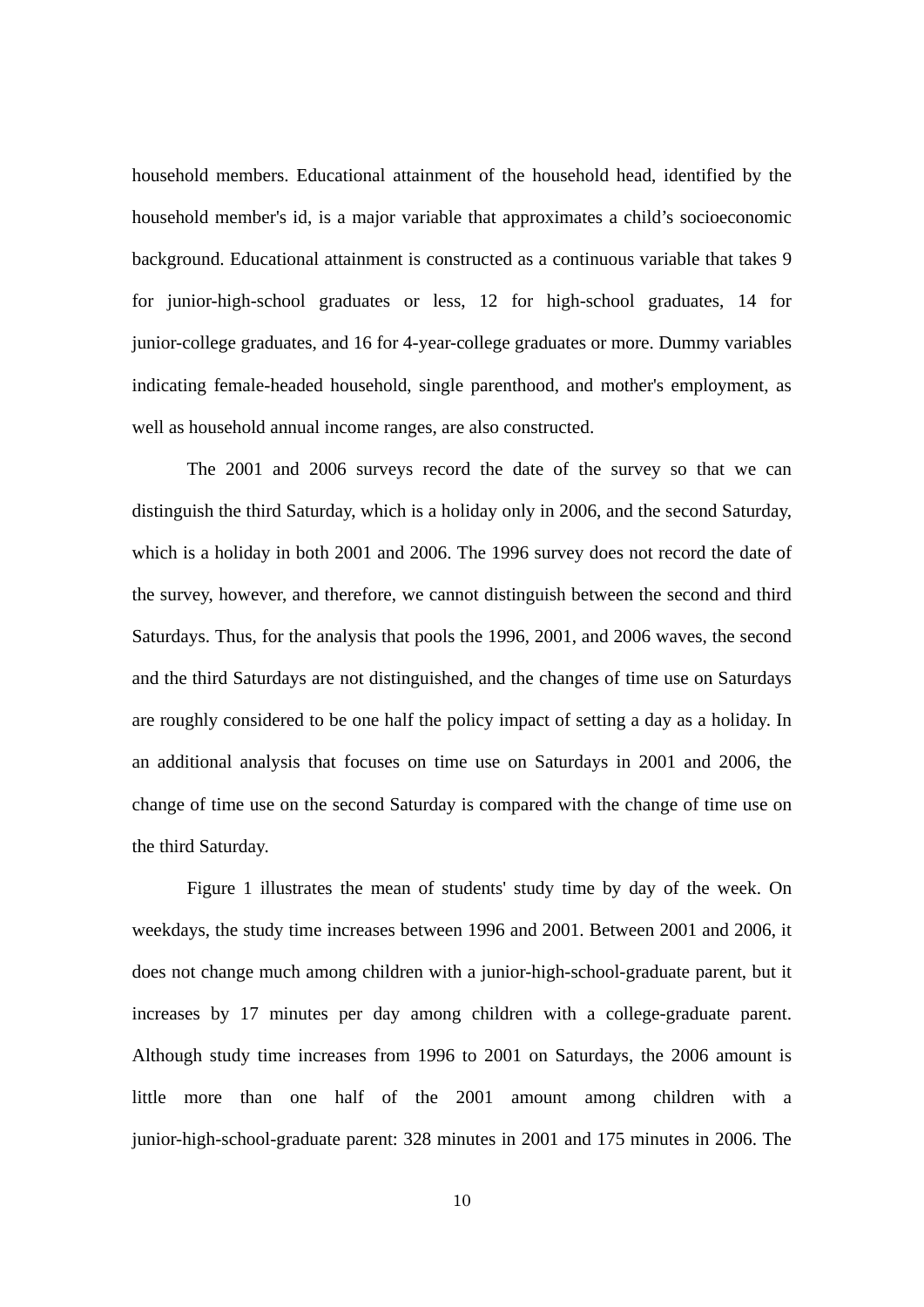household members. Educational attainment of the household head, identified by the household member's id, is a major variable that approximates a child's socioeconomic background. Educational attainment is constructed as a continuous variable that takes 9 for junior-high-school graduates or less, 12 for high-school graduates, 14 for junior-college graduates, and 16 for 4-year-college graduates or more. Dummy variables indicating female-headed household, single parenthood, and mother's employment, as well as household annual income ranges, are also constructed.

The 2001 and 2006 surveys record the date of the survey so that we can distinguish the third Saturday, which is a holiday only in 2006, and the second Saturday, which is a holiday in both 2001 and 2006. The 1996 survey does not record the date of the survey, however, and therefore, we cannot distinguish between the second and third Saturdays. Thus, for the analysis that pools the 1996, 2001, and 2006 waves, the second and the third Saturdays are not distinguished, and the changes of time use on Saturdays are roughly considered to be one half the policy impact of setting a day as a holiday. In an additional analysis that focuses on time use on Saturdays in 2001 and 2006, the change of time use on the second Saturday is compared with the change of time use on the third Saturday.

Figure 1 illustrates the mean of students' study time by day of the week. On weekdays, the study time increases between 1996 and 2001. Between 2001 and 2006, it does not change much among children with a junior-high-school-graduate parent, but it increases by 17 minutes per day among children with a college-graduate parent. Although study time increases from 1996 to 2001 on Saturdays, the 2006 amount is little more than one half of the 2001 amount among children with a junior-high-school-graduate parent: 328 minutes in 2001 and 175 minutes in 2006. The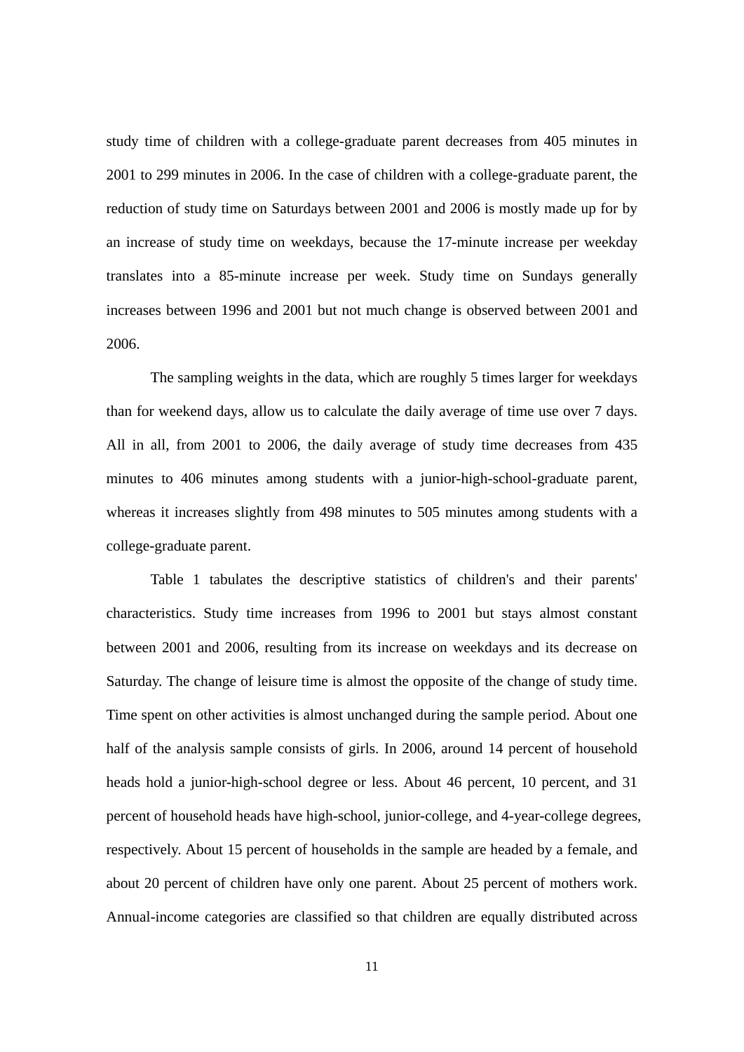study time of children with a college-graduate parent decreases from 405 minutes in 2001 to 299 minutes in 2006. In the case of children with a college-graduate parent, the reduction of study time on Saturdays between 2001 and 2006 is mostly made up for by an increase of study time on weekdays, because the 17-minute increase per weekday translates into a 85-minute increase per week. Study time on Sundays generally increases between 1996 and 2001 but not much change is observed between 2001 and 2006.

The sampling weights in the data, which are roughly 5 times larger for weekdays than for weekend days, allow us to calculate the daily average of time use over 7 days. All in all, from 2001 to 2006, the daily average of study time decreases from 435 minutes to 406 minutes among students with a junior-high-school-graduate parent, whereas it increases slightly from 498 minutes to 505 minutes among students with a college-graduate parent.

Table 1 tabulates the descriptive statistics of children's and their parents' characteristics. Study time increases from 1996 to 2001 but stays almost constant between 2001 and 2006, resulting from its increase on weekdays and its decrease on Saturday. The change of leisure time is almost the opposite of the change of study time. Time spent on other activities is almost unchanged during the sample period. About one half of the analysis sample consists of girls. In 2006, around 14 percent of household heads hold a junior-high-school degree or less. About 46 percent, 10 percent, and 31 percent of household heads have high-school, junior-college, and 4-year-college degrees, respectively. About 15 percent of households in the sample are headed by a female, and about 20 percent of children have only one parent. About 25 percent of mothers work. Annual-income categories are classified so that children are equally distributed across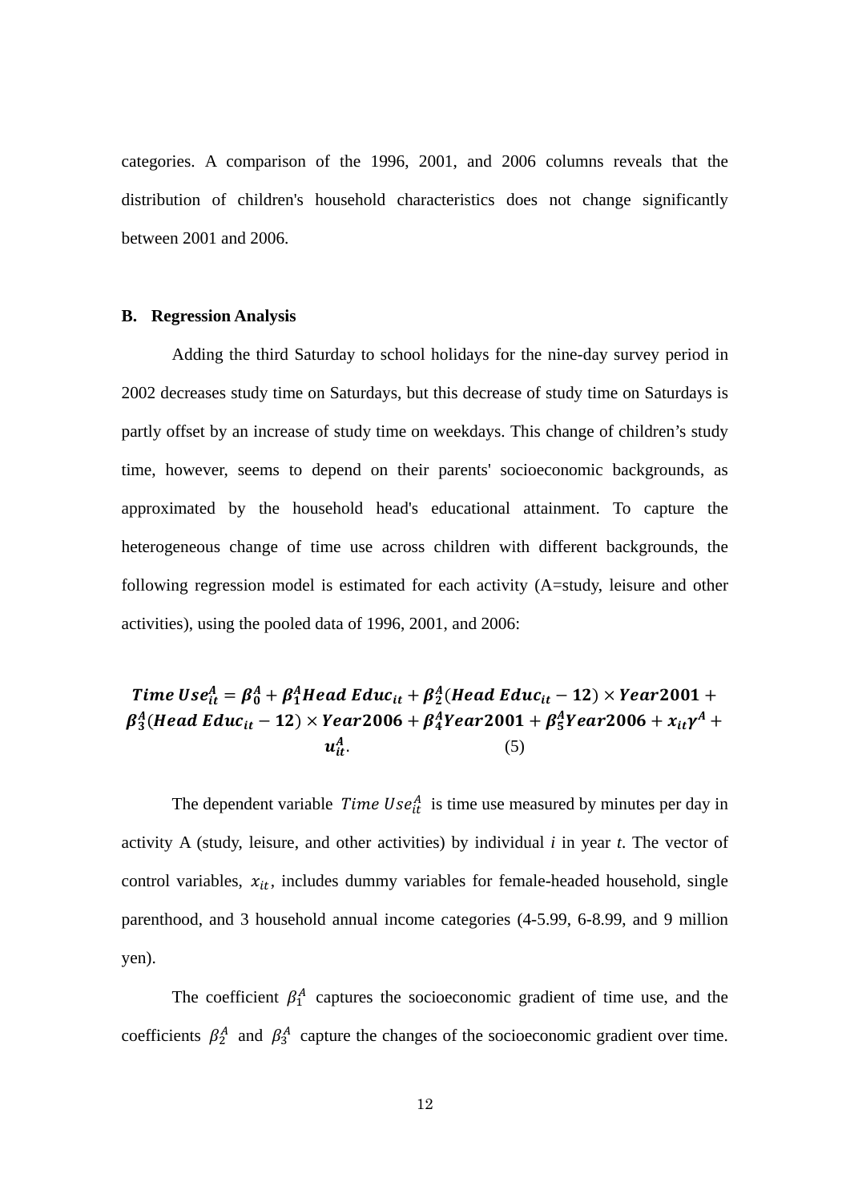categories. A comparison of the 1996, 2001, and 2006 columns reveals that the distribution of children's household characteristics does not change significantly between 2001 and 2006.

### B. Regression Analysis

Adding the third Saturday to school holidays for the nine-day survey period in 2002 decreases study time on Saturdays, but this decrease of study time on Saturdays is partly offset by an increase of study time on weekdays. This change of children's study time, however, seems to depend on their parents' socioeconomic backgrounds, as approximated by the household head's educational attainment. To capture the heterogeneous change of time use across children with different backgrounds, the following regression model is estimated for each activity (A=study, leisure and other activities), using the pooled data of 1996, 2001, and 2006:

$$\boldsymbol{Time\ Use_{it}^{A} = \beta_0^A + \beta_1^A Head\ Educ_{it} + \beta_2^A (Head\ Educ_{it} - 12) \times Year2001 + \beta_3^A (Head\ Educ_{it} - 12) \times Year2006 + \beta_4^A Year2001 + \beta_5^A Year2006 + x_{it}\gamma^A + u_{it}^A}. \quad (5)$$

The dependent variable $Time\ Use_{it}^{A}$ is time use measured by minutes per day in activity A (study, leisure, and other activities) by individual *i* in year *t*. The vector of control variables, $x_{it}$, includes dummy variables for female-headed household, single parenthood, and 3 household annual income categories (4-5.99, 6-8.99, and 9 million yen).

The coefficient $\beta_1^A$ captures the socioeconomic gradient of time use, and the coefficients $\beta_2^A$ and $\beta_3^A$ capture the changes of the socioeconomic gradient over time.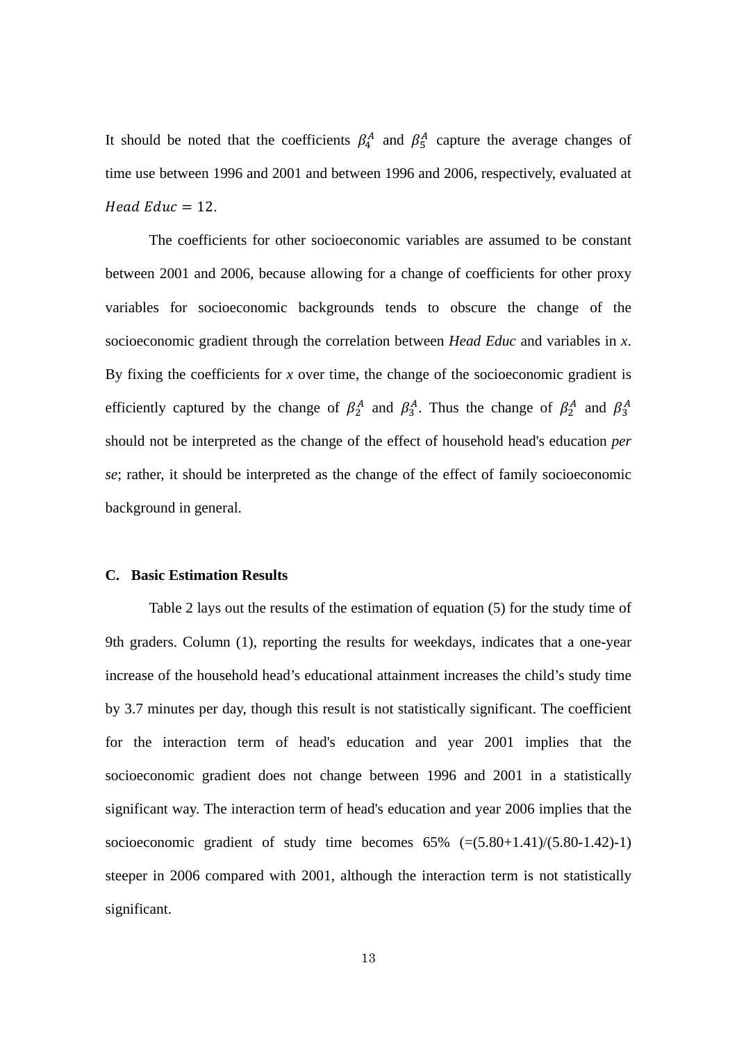It should be noted that the coefficients $\beta_4^A$ and $\beta_5^A$ capture the average changes of time use between 1996 and 2001 and between 1996 and 2006, respectively, evaluated at $Head\ Educ = 12$.

The coefficients for other socioeconomic variables are assumed to be constant between 2001 and 2006, because allowing for a change of coefficients for other proxy variables for socioeconomic backgrounds tends to obscure the change of the socioeconomic gradient through the correlation between *Head Educ* and variables in *x*. By fixing the coefficients for *x* over time, the change of the socioeconomic gradient is efficiently captured by the change of $\beta_2^A$ and $\beta_3^A$. Thus the change of $\beta_2^A$ and $\beta_3^A$ should not be interpreted as the change of the effect of household head's education *per se*; rather, it should be interpreted as the change of the effect of family socioeconomic background in general.

### C. Basic Estimation Results

Table 2 lays out the results of the estimation of equation (5) for the study time of 9th graders. Column (1), reporting the results for weekdays, indicates that a one-year increase of the household head's educational attainment increases the child's study time by 3.7 minutes per day, though this result is not statistically significant. The coefficient for the interaction term of head's education and year 2001 implies that the socioeconomic gradient does not change between 1996 and 2001 in a statistically significant way. The interaction term of head's education and year 2006 implies that the socioeconomic gradient of study time becomes 65% (=(5.80+1.41)/(5.80-1.42)-1) steeper in 2006 compared with 2001, although the interaction term is not statistically significant.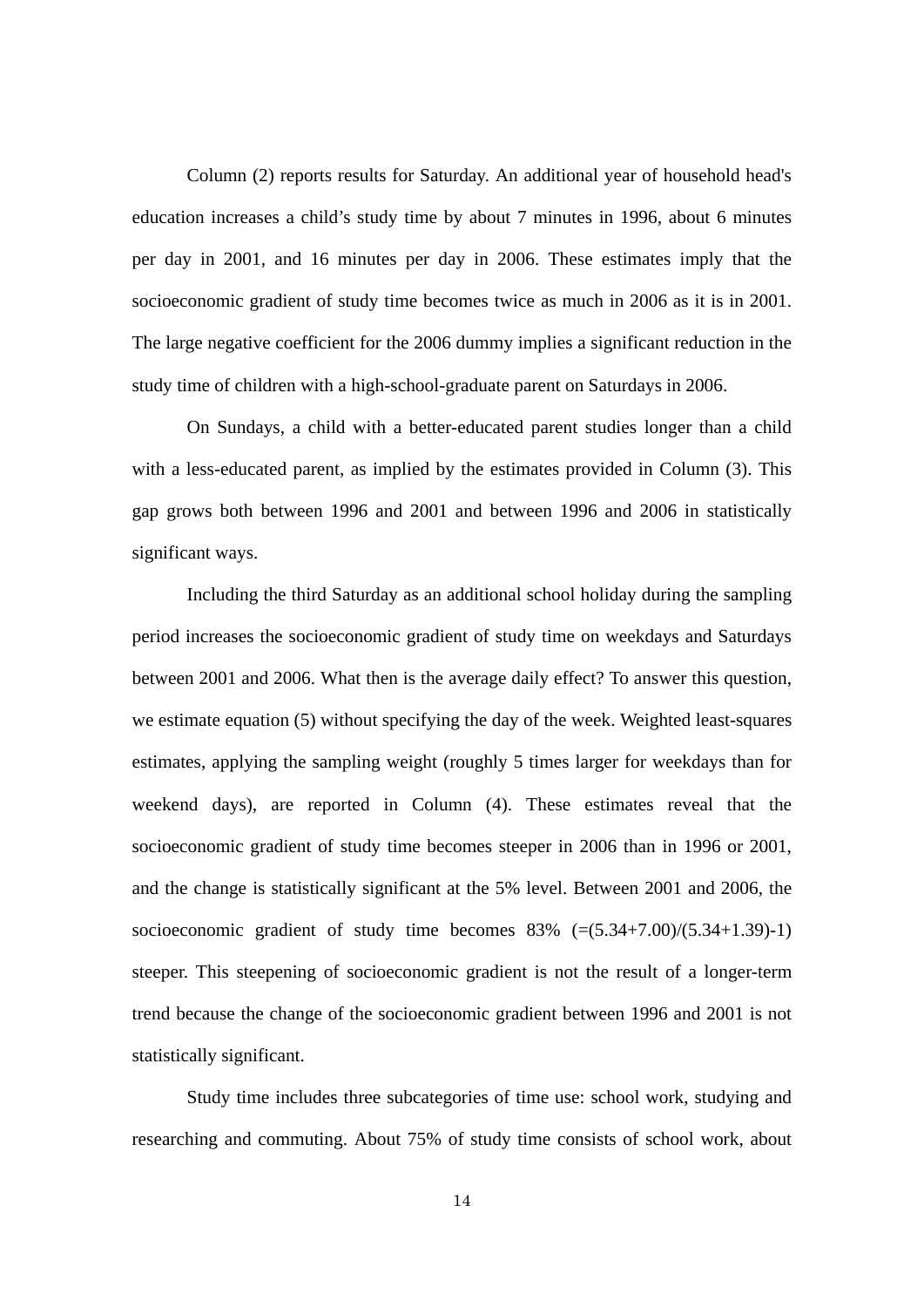Column (2) reports results for Saturday. An additional year of household head's education increases a child's study time by about 7 minutes in 1996, about 6 minutes per day in 2001, and 16 minutes per day in 2006. These estimates imply that the socioeconomic gradient of study time becomes twice as much in 2006 as it is in 2001. The large negative coefficient for the 2006 dummy implies a significant reduction in the study time of children with a high-school-graduate parent on Saturdays in 2006.

On Sundays, a child with a better-educated parent studies longer than a child with a less-educated parent, as implied by the estimates provided in Column (3). This gap grows both between 1996 and 2001 and between 1996 and 2006 in statistically significant ways.

Including the third Saturday as an additional school holiday during the sampling period increases the socioeconomic gradient of study time on weekdays and Saturdays between 2001 and 2006. What then is the average daily effect? To answer this question, we estimate equation (5) without specifying the day of the week. Weighted least-squares estimates, applying the sampling weight (roughly 5 times larger for weekdays than for weekend days), are reported in Column (4). These estimates reveal that the socioeconomic gradient of study time becomes steeper in 2006 than in 1996 or 2001, and the change is statistically significant at the 5% level. Between 2001 and 2006, the socioeconomic gradient of study time becomes 83% (=(5.34+7.00)/(5.34+1.39)-1) steeper. This steepening of socioeconomic gradient is not the result of a longer-term trend because the change of the socioeconomic gradient between 1996 and 2001 is not statistically significant.

Study time includes three subcategories of time use: school work, studying and researching and commuting. About 75% of study time consists of school work, about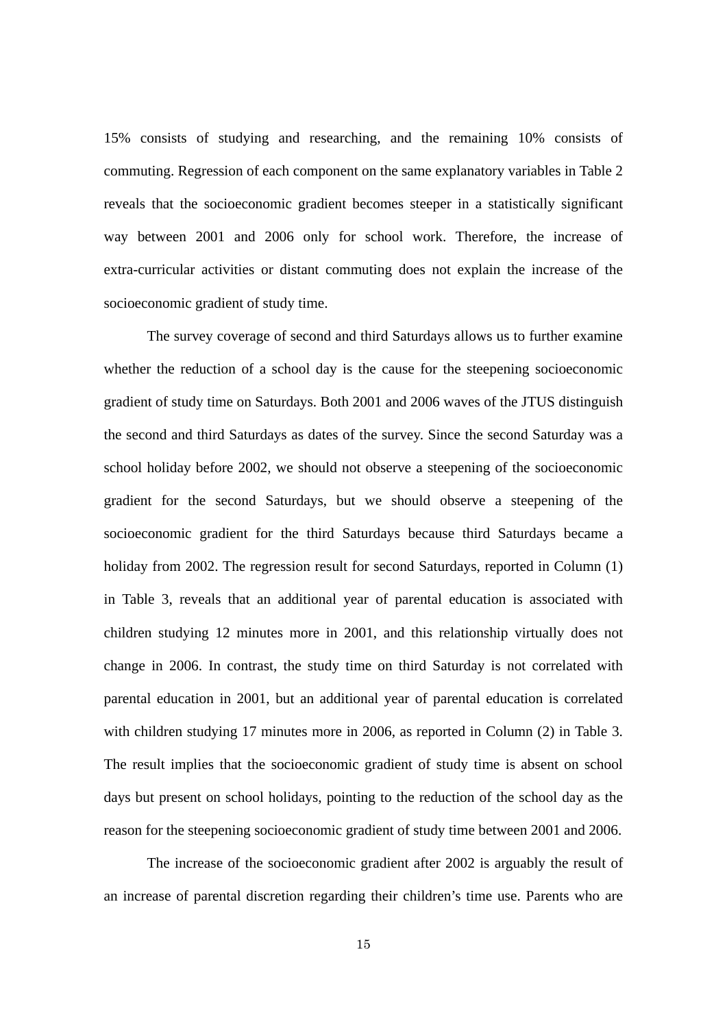15% consists of studying and researching, and the remaining 10% consists of commuting. Regression of each component on the same explanatory variables in Table 2 reveals that the socioeconomic gradient becomes steeper in a statistically significant way between 2001 and 2006 only for school work. Therefore, the increase of extra-curricular activities or distant commuting does not explain the increase of the socioeconomic gradient of study time.

The survey coverage of second and third Saturdays allows us to further examine whether the reduction of a school day is the cause for the steepening socioeconomic gradient of study time on Saturdays. Both 2001 and 2006 waves of the JTUS distinguish the second and third Saturdays as dates of the survey. Since the second Saturday was a school holiday before 2002, we should not observe a steepening of the socioeconomic gradient for the second Saturdays, but we should observe a steepening of the socioeconomic gradient for the third Saturdays because third Saturdays became a holiday from 2002. The regression result for second Saturdays, reported in Column (1) in Table 3, reveals that an additional year of parental education is associated with children studying 12 minutes more in 2001, and this relationship virtually does not change in 2006. In contrast, the study time on third Saturday is not correlated with parental education in 2001, but an additional year of parental education is correlated with children studying 17 minutes more in 2006, as reported in Column (2) in Table 3. The result implies that the socioeconomic gradient of study time is absent on school days but present on school holidays, pointing to the reduction of the school day as the reason for the steepening socioeconomic gradient of study time between 2001 and 2006.

The increase of the socioeconomic gradient after 2002 is arguably the result of an increase of parental discretion regarding their children's time use. Parents who are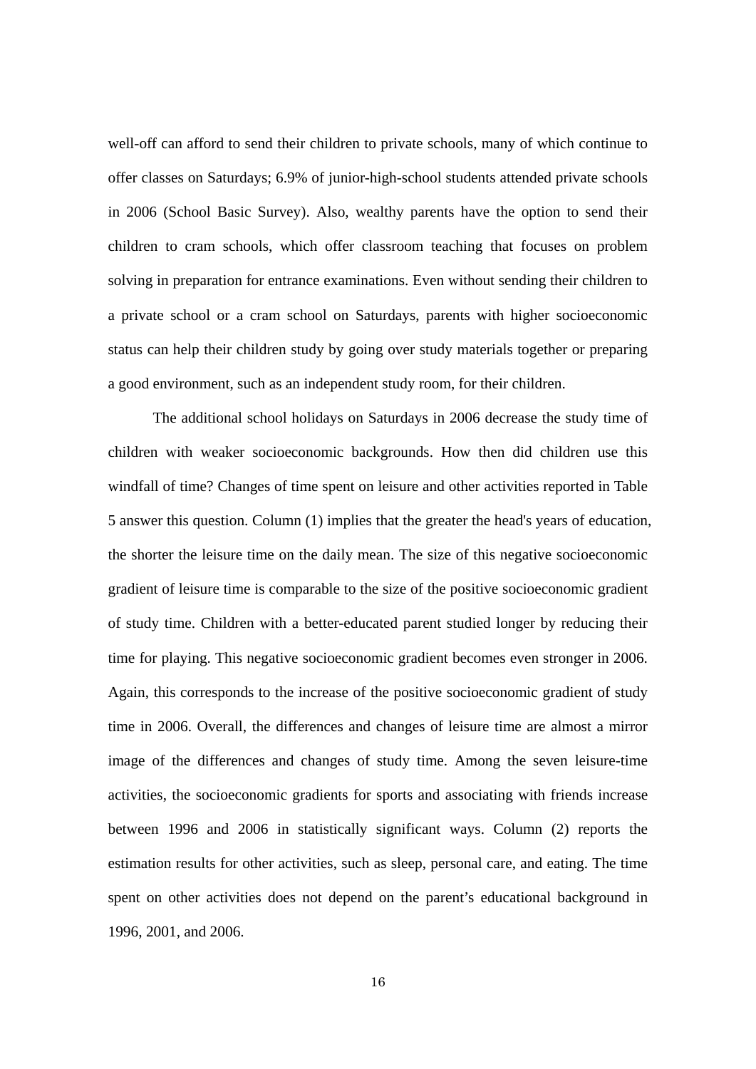well-off can afford to send their children to private schools, many of which continue to offer classes on Saturdays; 6.9% of junior-high-school students attended private schools in 2006 (School Basic Survey). Also, wealthy parents have the option to send their children to cram schools, which offer classroom teaching that focuses on problem solving in preparation for entrance examinations. Even without sending their children to a private school or a cram school on Saturdays, parents with higher socioeconomic status can help their children study by going over study materials together or preparing a good environment, such as an independent study room, for their children.

The additional school holidays on Saturdays in 2006 decrease the study time of children with weaker socioeconomic backgrounds. How then did children use this windfall of time? Changes of time spent on leisure and other activities reported in Table 5 answer this question. Column (1) implies that the greater the head's years of education, the shorter the leisure time on the daily mean. The size of this negative socioeconomic gradient of leisure time is comparable to the size of the positive socioeconomic gradient of study time. Children with a better-educated parent studied longer by reducing their time for playing. This negative socioeconomic gradient becomes even stronger in 2006. Again, this corresponds to the increase of the positive socioeconomic gradient of study time in 2006. Overall, the differences and changes of leisure time are almost a mirror image of the differences and changes of study time. Among the seven leisure-time activities, the socioeconomic gradients for sports and associating with friends increase between 1996 and 2006 in statistically significant ways. Column (2) reports the estimation results for other activities, such as sleep, personal care, and eating. The time spent on other activities does not depend on the parent's educational background in 1996, 2001, and 2006.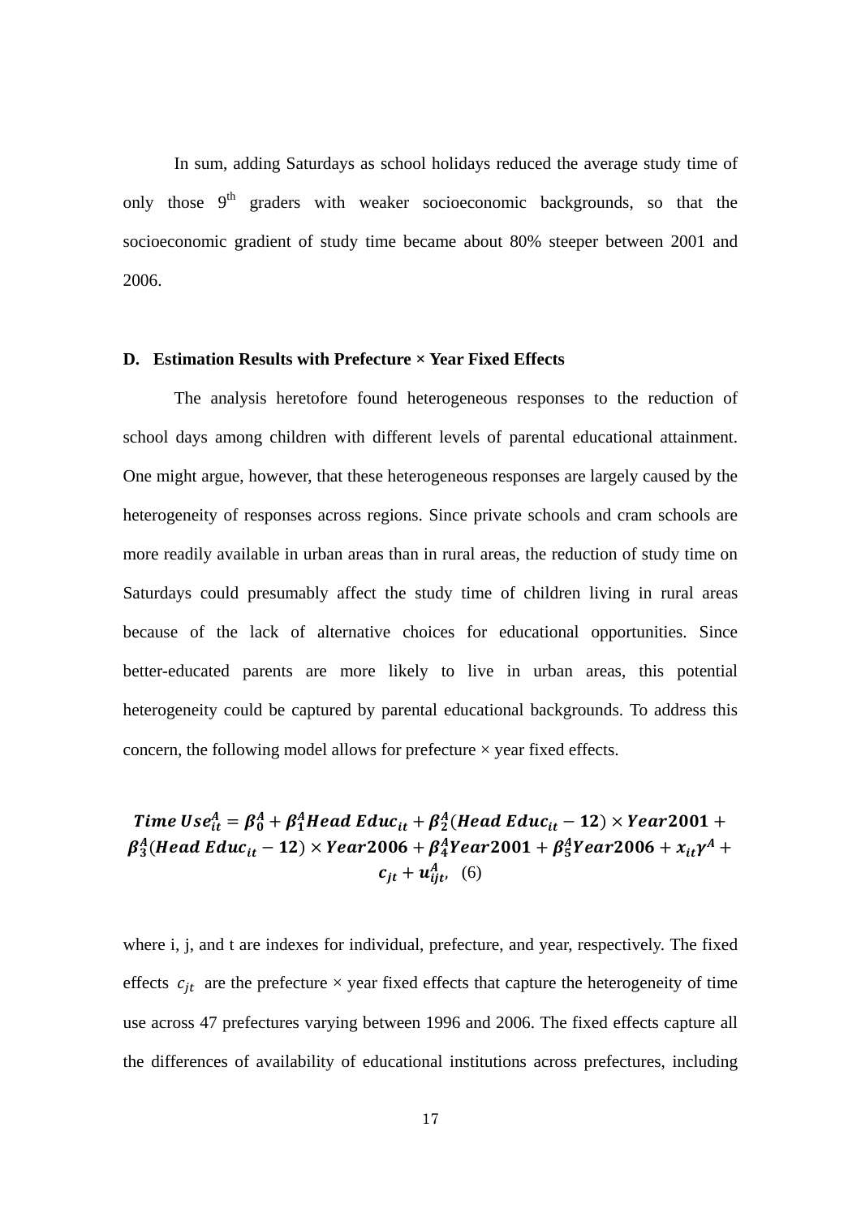In sum, adding Saturdays as school holidays reduced the average study time of only those 9th graders with weaker socioeconomic backgrounds, so that the socioeconomic gradient of study time became about 80% steeper between 2001 and 2006.

### D. Estimation Results with Prefecture × Year Fixed Effects

The analysis heretofore found heterogeneous responses to the reduction of school days among children with different levels of parental educational attainment. One might argue, however, that these heterogeneous responses are largely caused by the heterogeneity of responses across regions. Since private schools and cram schools are more readily available in urban areas than in rural areas, the reduction of study time on Saturdays could presumably affect the study time of children living in rural areas because of the lack of alternative choices for educational opportunities. Since better-educated parents are more likely to live in urban areas, this potential heterogeneity could be captured by parental educational backgrounds. To address this concern, the following model allows for prefecture × year fixed effects.

$$\boldsymbol{Time\ Use_{it}^{A} = \beta_0^A + \beta_1^A Head\ Educ_{it} + \beta_2^A (Head\ Educ_{it} - 12) \times Year2001 + \beta_3^A (Head\ Educ_{it} - 12) \times Year2006 + \beta_4^A Year2001 + \beta_5^A Year2006 + x_{it}\gamma^A + c_{jt} + u_{ijt}^A}, \quad (6)$$

where i, j, and t are indexes for individual, prefecture, and year, respectively. The fixed effects $c_{jt}$ are the prefecture × year fixed effects that capture the heterogeneity of time use across 47 prefectures varying between 1996 and 2006. The fixed effects capture all the differences of availability of educational institutions across prefectures, including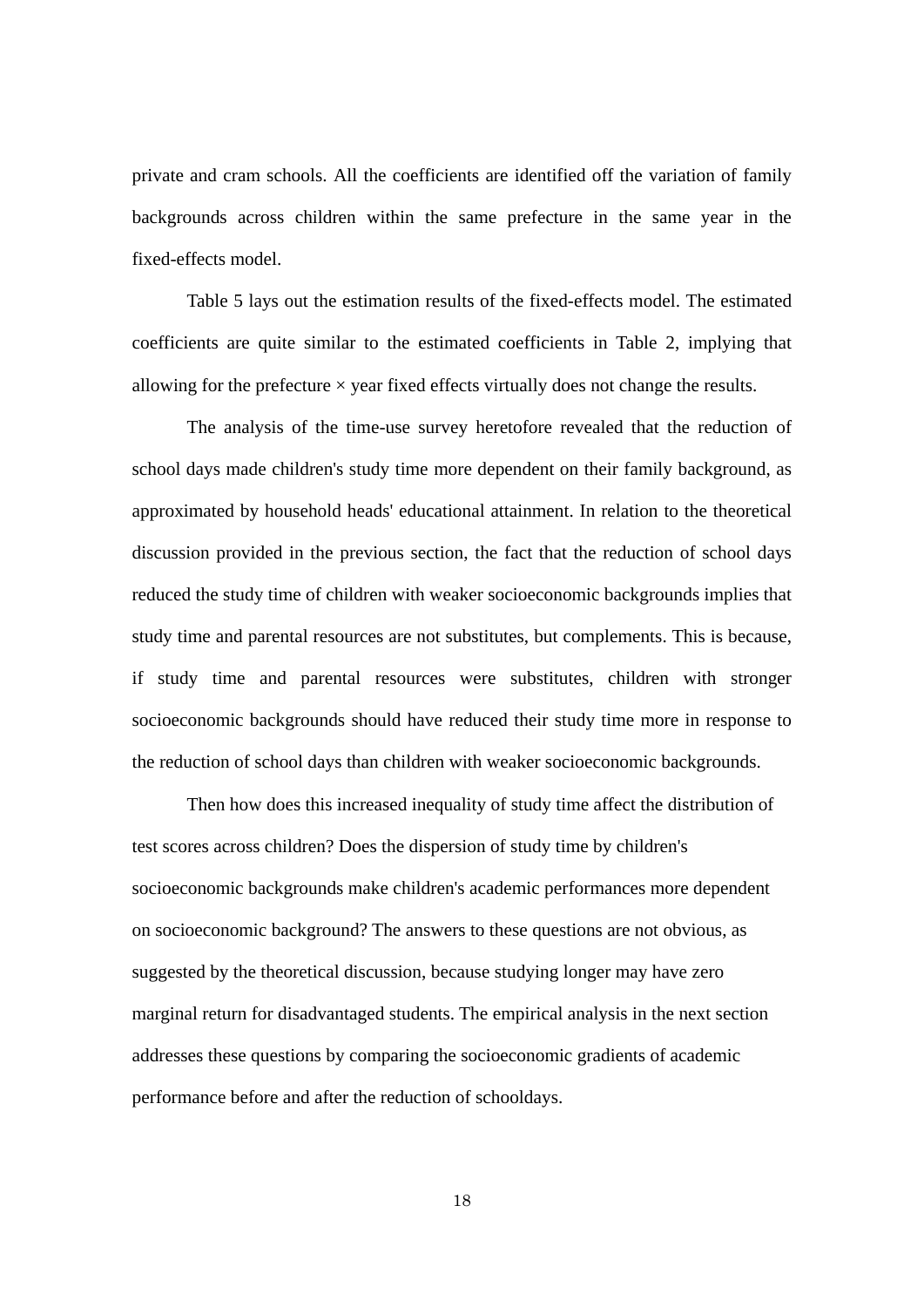private and cram schools. All the coefficients are identified off the variation of family backgrounds across children within the same prefecture in the same year in the fixed-effects model.

Table 5 lays out the estimation results of the fixed-effects model. The estimated coefficients are quite similar to the estimated coefficients in Table 2, implying that allowing for the prefecture × year fixed effects virtually does not change the results.

The analysis of the time-use survey heretofore revealed that the reduction of school days made children's study time more dependent on their family background, as approximated by household heads' educational attainment. In relation to the theoretical discussion provided in the previous section, the fact that the reduction of school days reduced the study time of children with weaker socioeconomic backgrounds implies that study time and parental resources are not substitutes, but complements. This is because, if study time and parental resources were substitutes, children with stronger socioeconomic backgrounds should have reduced their study time more in response to the reduction of school days than children with weaker socioeconomic backgrounds.

Then how does this increased inequality of study time affect the distribution of test scores across children? Does the dispersion of study time by children's socioeconomic backgrounds make children's academic performances more dependent on socioeconomic background? The answers to these questions are not obvious, as suggested by the theoretical discussion, because studying longer may have zero marginal return for disadvantaged students. The empirical analysis in the next section addresses these questions by comparing the socioeconomic gradients of academic performance before and after the reduction of schooldays.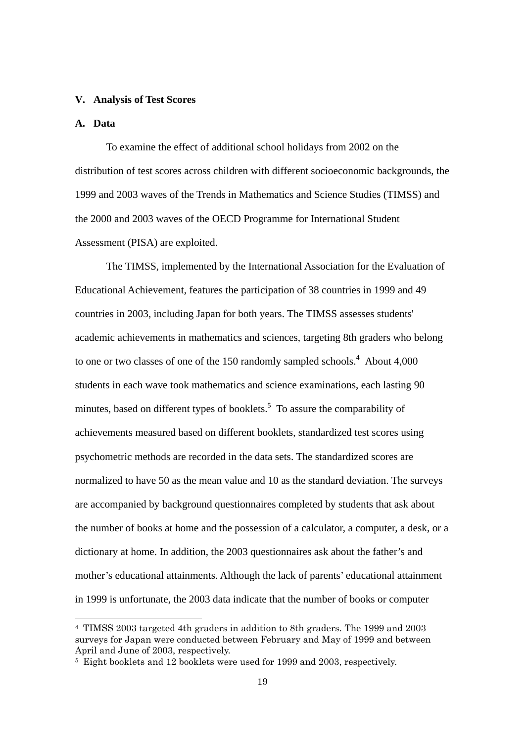## V. Analysis of Test Scores

### A. Data

To examine the effect of additional school holidays from 2002 on the distribution of test scores across children with different socioeconomic backgrounds, the 1999 and 2003 waves of the Trends in Mathematics and Science Studies (TIMSS) and the 2000 and 2003 waves of the OECD Programme for International Student Assessment (PISA) are exploited.

The TIMSS, implemented by the International Association for the Evaluation of Educational Achievement, features the participation of 38 countries in 1999 and 49 countries in 2003, including Japan for both years. The TIMSS assesses students' academic achievements in mathematics and sciences, targeting 8th graders who belong to one or two classes of one of the 150 randomly sampled schools.[4] About 4,000 students in each wave took mathematics and science examinations, each lasting 90 minutes, based on different types of booklets.[5] To assure the comparability of achievements measured based on different booklets, standardized test scores using psychometric methods are recorded in the data sets. The standardized scores are normalized to have 50 as the mean value and 10 as the standard deviation. The surveys are accompanied by background questionnaires completed by students that ask about the number of books at home and the possession of a calculator, a computer, a desk, or a dictionary at home. In addition, the 2003 questionnaires ask about the father's and mother's educational attainments. Although the lack of parents' educational attainment in 1999 is unfortunate, the 2003 data indicate that the number of books or computer

---

[4] TIMSS 2003 targeted 4th graders in addition to 8th graders. The 1999 and 2003 surveys for Japan were conducted between February and May of 1999 and between April and June of 2003, respectively.

[5] Eight booklets and 12 booklets were used for 1999 and 2003, respectively.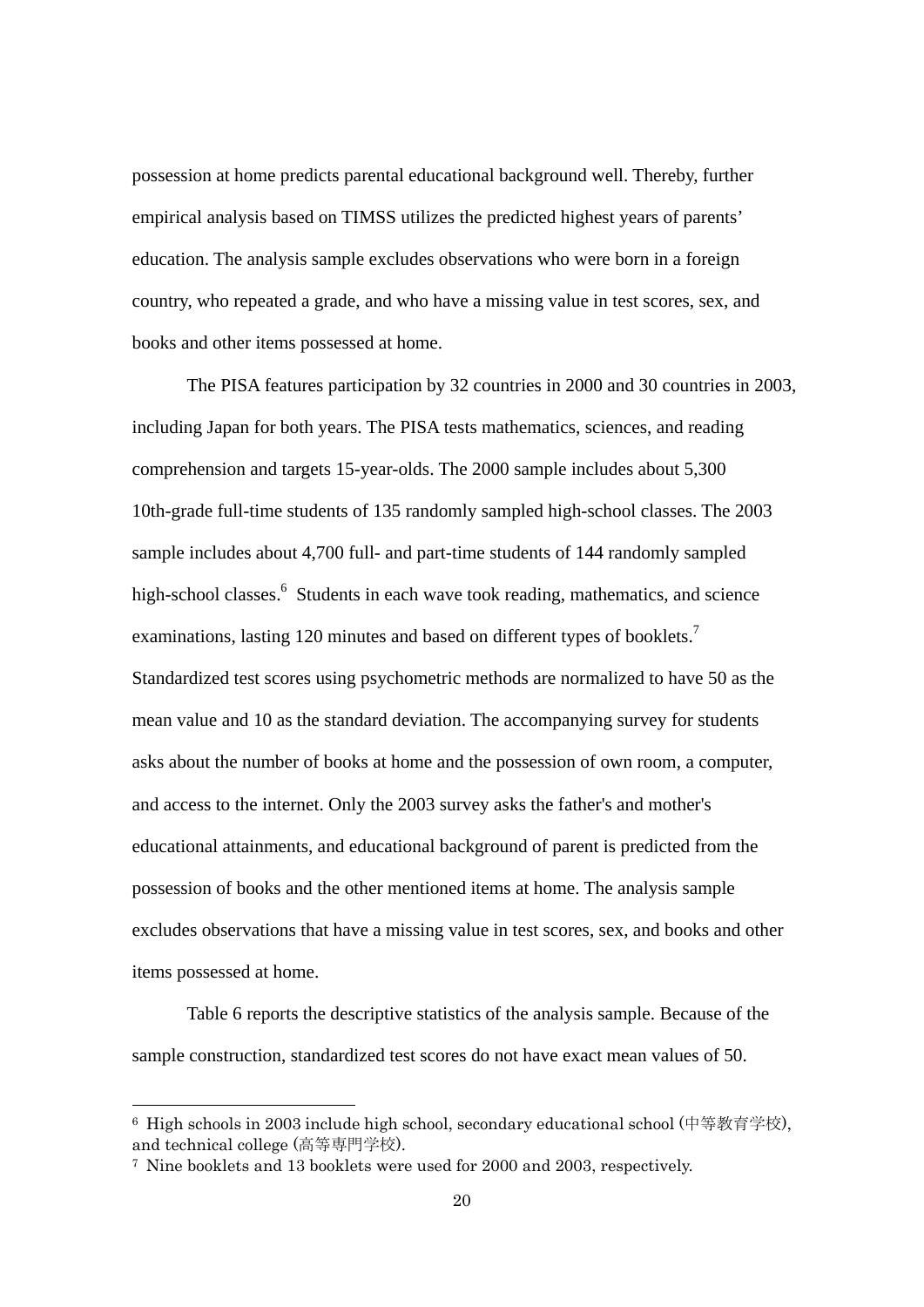possession at home predicts parental educational background well. Thereby, further empirical analysis based on TIMSS utilizes the predicted highest years of parents' education. The analysis sample excludes observations who were born in a foreign country, who repeated a grade, and who have a missing value in test scores, sex, and books and other items possessed at home.

The PISA features participation by 32 countries in 2000 and 30 countries in 2003, including Japan for both years. The PISA tests mathematics, sciences, and reading comprehension and targets 15-year-olds. The 2000 sample includes about 5,300 10th-grade full-time students of 135 randomly sampled high-school classes. The 2003 sample includes about 4,700 full- and part-time students of 144 randomly sampled high-school classes.[6] Students in each wave took reading, mathematics, and science examinations, lasting 120 minutes and based on different types of booklets.[7] Standardized test scores using psychometric methods are normalized to have 50 as the mean value and 10 as the standard deviation. The accompanying survey for students asks about the number of books at home and the possession of own room, a computer, and access to the internet. Only the 2003 survey asks the father's and mother's educational attainments, and educational background of parent is predicted from the possession of books and the other mentioned items at home. The analysis sample excludes observations that have a missing value in test scores, sex, and books and other items possessed at home.

Table 6 reports the descriptive statistics of the analysis sample. Because of the sample construction, standardized test scores do not have exact mean values of 50.

---

[6] High schools in 2003 include high school, secondary educational school (中等教育学校), and technical college (高等専門学校).

[7] Nine booklets and 13 booklets were used for 2000 and 2003, respectively.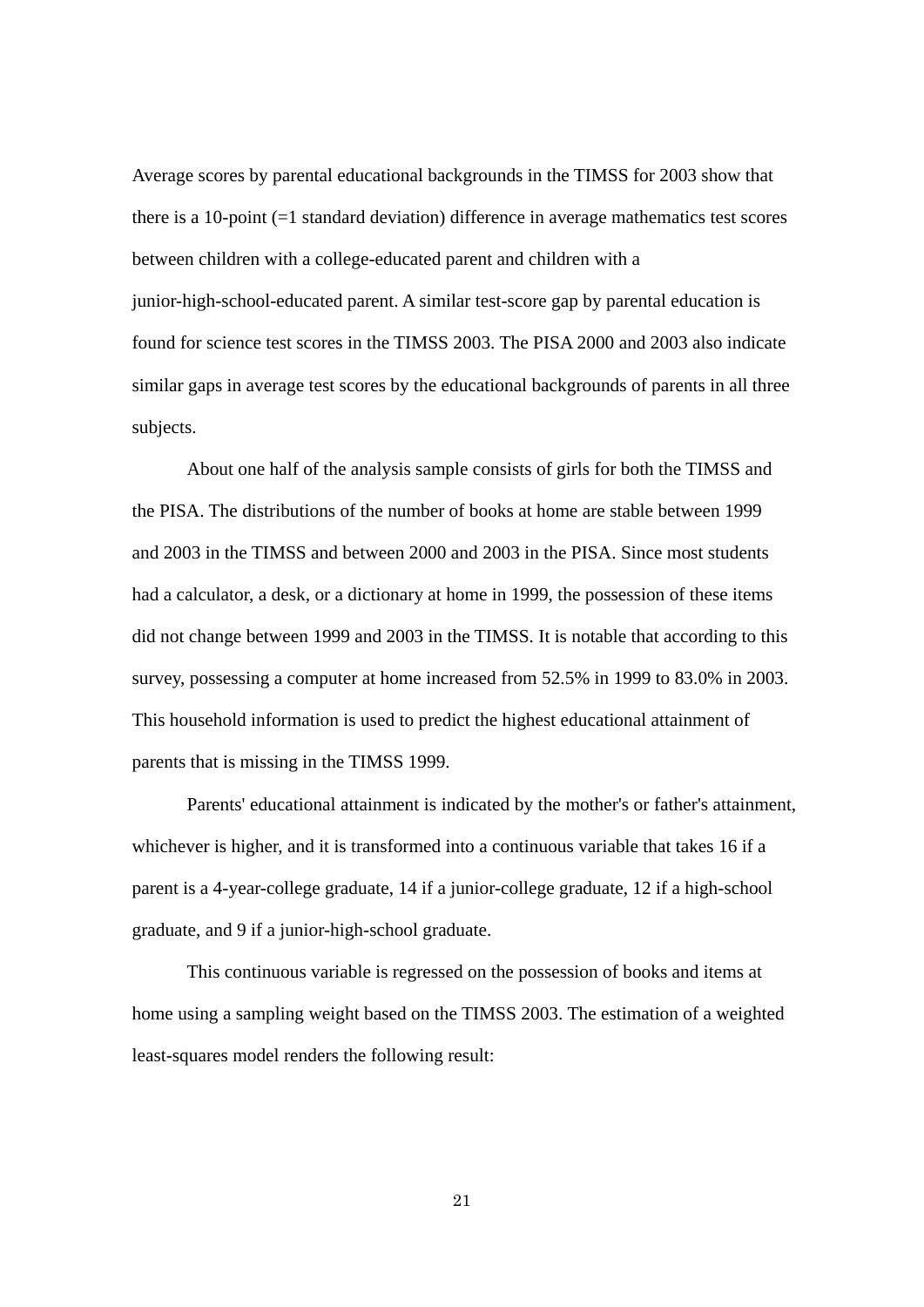Average scores by parental educational backgrounds in the TIMSS for 2003 show that there is a 10-point (=1 standard deviation) difference in average mathematics test scores between children with a college-educated parent and children with a junior-high-school-educated parent. A similar test-score gap by parental education is found for science test scores in the TIMSS 2003. The PISA 2000 and 2003 also indicate similar gaps in average test scores by the educational backgrounds of parents in all three subjects.

About one half of the analysis sample consists of girls for both the TIMSS and the PISA. The distributions of the number of books at home are stable between 1999 and 2003 in the TIMSS and between 2000 and 2003 in the PISA. Since most students had a calculator, a desk, or a dictionary at home in 1999, the possession of these items did not change between 1999 and 2003 in the TIMSS. It is notable that according to this survey, possessing a computer at home increased from 52.5% in 1999 to 83.0% in 2003. This household information is used to predict the highest educational attainment of parents that is missing in the TIMSS 1999.

Parents' educational attainment is indicated by the mother's or father's attainment, whichever is higher, and it is transformed into a continuous variable that takes 16 if a parent is a 4-year-college graduate, 14 if a junior-college graduate, 12 if a high-school graduate, and 9 if a junior-high-school graduate.

This continuous variable is regressed on the possession of books and items at home using a sampling weight based on the TIMSS 2003. The estimation of a weighted least-squares model renders the following result: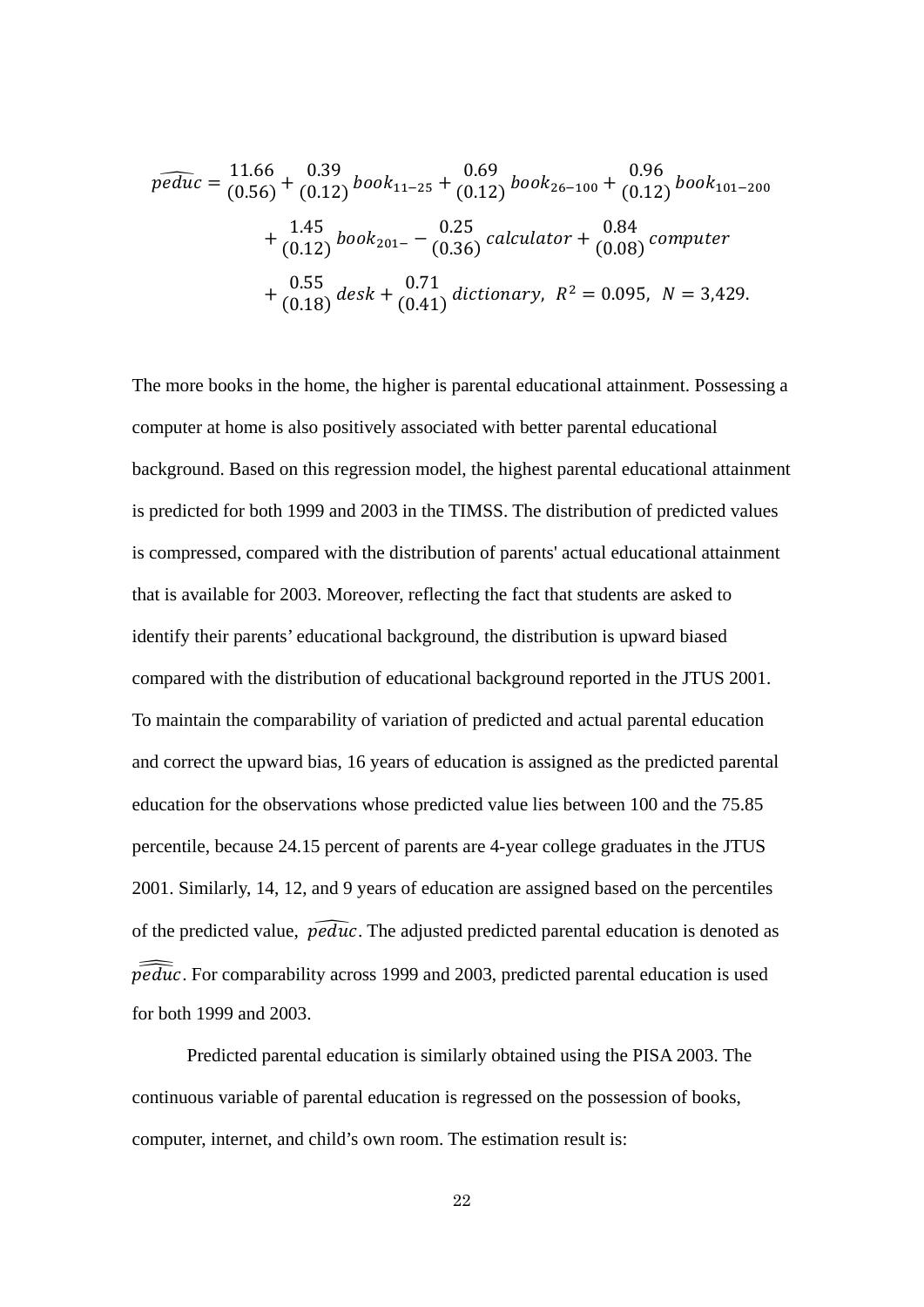$$
\begin{aligned}
\widehat{peduc} = \underset{(0.56)}{11.66} + \underset{(0.12)}{0.39}\, book_{11-25} + \underset{(0.12)}{0.69}\, book_{26-100} + \underset{(0.12)}{0.96}\, book_{101-200} \\
+ \underset{(0.12)}{1.45}\, book_{201-} - \underset{(0.36)}{0.25}\, calculator + \underset{(0.08)}{0.84}\, computer \\
+ \underset{(0.18)}{0.55}\, desk + \underset{(0.41)}{0.71}\, dictionary,\;\; R^2 = 0.095,\;\; N = 3{,}429.
\end{aligned}
$$

The more books in the home, the higher is parental educational attainment. Possessing a computer at home is also positively associated with better parental educational background. Based on this regression model, the highest parental educational attainment is predicted for both 1999 and 2003 in the TIMSS. The distribution of predicted values is compressed, compared with the distribution of parents' actual educational attainment that is available for 2003. Moreover, reflecting the fact that students are asked to identify their parents' educational background, the distribution is upward biased compared with the distribution of educational background reported in the JTUS 2001. To maintain the comparability of variation of predicted and actual parental education and correct the upward bias, 16 years of education is assigned as the predicted parental education for the observations whose predicted value lies between 100 and the 75.85 percentile, because 24.15 percent of parents are 4-year college graduates in the JTUS 2001. Similarly, 14, 12, and 9 years of education are assigned based on the percentiles of the predicted value, $\widehat{peduc}$. The adjusted predicted parental education is denoted as $\widehat{\widehat{peduc}}$. For comparability across 1999 and 2003, predicted parental education is used for both 1999 and 2003.

Predicted parental education is similarly obtained using the PISA 2003. The continuous variable of parental education is regressed on the possession of books, computer, internet, and child's own room. The estimation result is: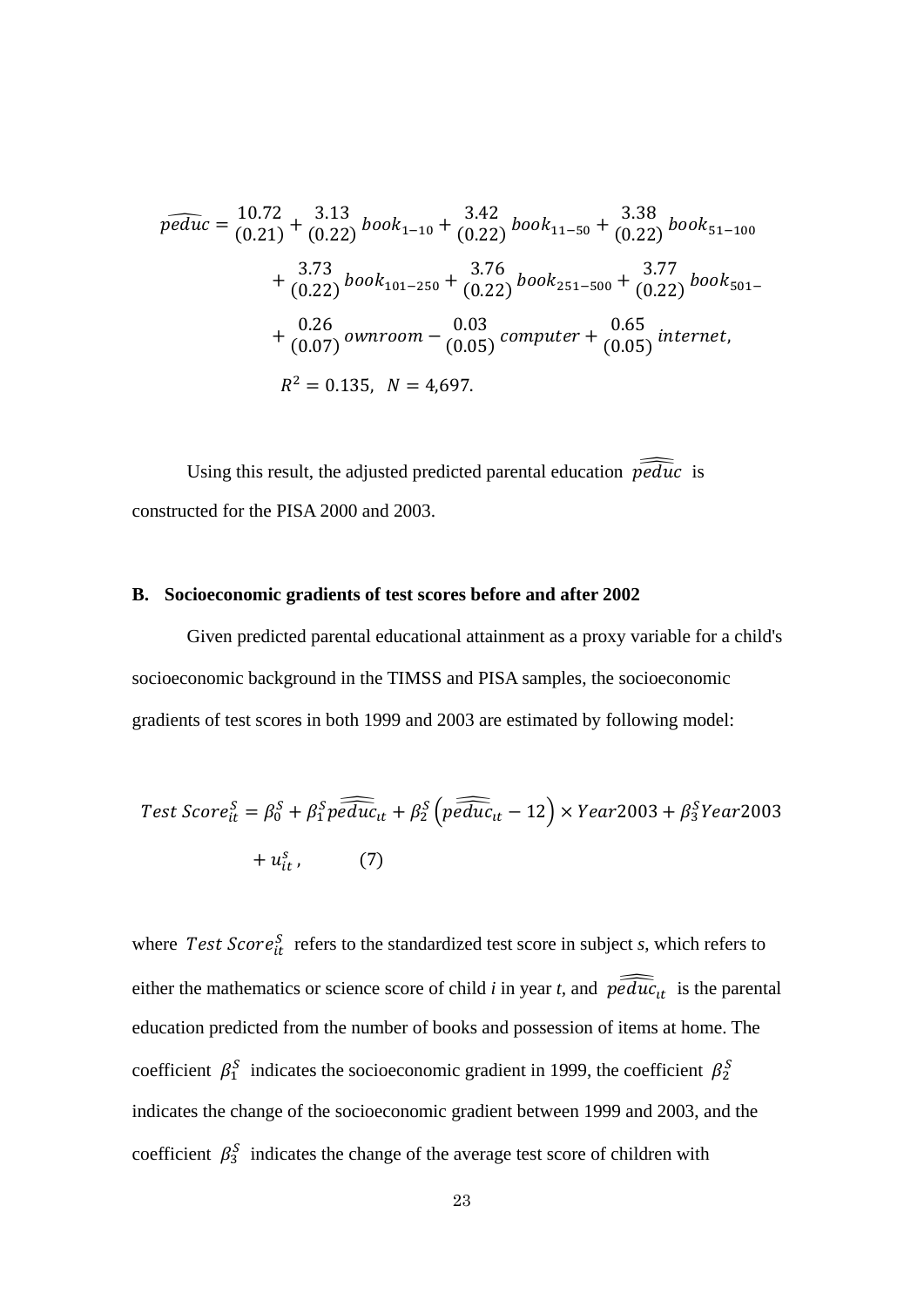$$
\begin{aligned}
\widehat{peduc} = &\underset{(0.21)}{10.72} + \underset{(0.22)}{3.13}\, book_{1-10} + \underset{(0.22)}{3.42}\, book_{11-50} + \underset{(0.22)}{3.38}\, book_{51-100} \\
&+ \underset{(0.22)}{3.73}\, book_{101-250} + \underset{(0.22)}{3.76}\, book_{251-500} + \underset{(0.22)}{3.77}\, book_{501-} \\
&+ \underset{(0.07)}{0.26}\, ownroom - \underset{(0.05)}{0.03}\, computer + \underset{(0.05)}{0.65}\, internet, \\
&R^2 = 0.135, \;\; N = 4{,}697.
\end{aligned}
$$

Using this result, the adjusted predicted parental education $\widehat{\widehat{peduc}}$ is constructed for the PISA 2000 and 2003.

## B. Socioeconomic gradients of test scores before and after 2002

Given predicted parental educational attainment as a proxy variable for a child's socioeconomic background in the TIMSS and PISA samples, the socioeconomic gradients of test scores in both 1999 and 2003 are estimated by following model:

$$
Test\ Score_{it}^{S} = \beta_0^S + \beta_1^S \widehat{\widehat{peduc}}_{it} + \beta_2^S \left(\widehat{\widehat{peduc}}_{it} - 12\right) \times Year2003 + \beta_3^S Year2003 + u_{it}^{s}, \qquad (7)
$$

where $Test\ Score_{it}^{S}$ refers to the standardized test score in subject *s*, which refers to either the mathematics or science score of child *i* in year *t*, and $\widehat{\widehat{peduc}}_{it}$ is the parental education predicted from the number of books and possession of items at home. The coefficient $\beta_1^S$ indicates the socioeconomic gradient in 1999, the coefficient $\beta_2^S$ indicates the change of the socioeconomic gradient between 1999 and 2003, and the coefficient $\beta_3^S$ indicates the change of the average test score of children with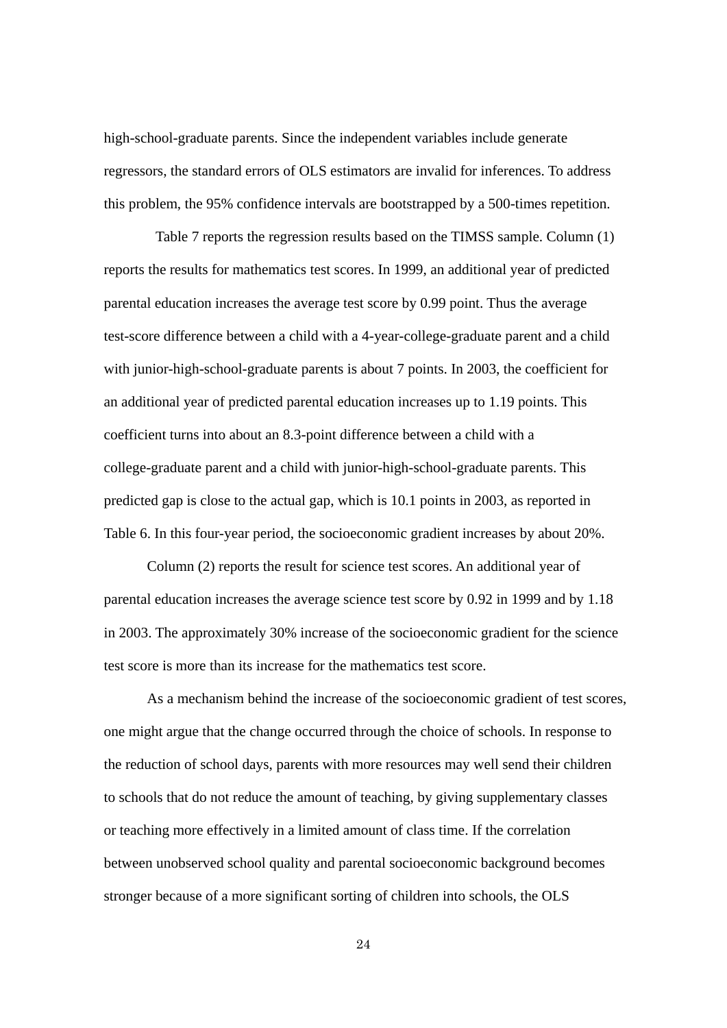high-school-graduate parents. Since the independent variables include generate regressors, the standard errors of OLS estimators are invalid for inferences. To address this problem, the 95% confidence intervals are bootstrapped by a 500-times repetition.

Table 7 reports the regression results based on the TIMSS sample. Column (1) reports the results for mathematics test scores. In 1999, an additional year of predicted parental education increases the average test score by 0.99 point. Thus the average test-score difference between a child with a 4-year-college-graduate parent and a child with junior-high-school-graduate parents is about 7 points. In 2003, the coefficient for an additional year of predicted parental education increases up to 1.19 points. This coefficient turns into about an 8.3-point difference between a child with a college-graduate parent and a child with junior-high-school-graduate parents. This predicted gap is close to the actual gap, which is 10.1 points in 2003, as reported in Table 6. In this four-year period, the socioeconomic gradient increases by about 20%.

Column (2) reports the result for science test scores. An additional year of parental education increases the average science test score by 0.92 in 1999 and by 1.18 in 2003. The approximately 30% increase of the socioeconomic gradient for the science test score is more than its increase for the mathematics test score.

As a mechanism behind the increase of the socioeconomic gradient of test scores, one might argue that the change occurred through the choice of schools. In response to the reduction of school days, parents with more resources may well send their children to schools that do not reduce the amount of teaching, by giving supplementary classes or teaching more effectively in a limited amount of class time. If the correlation between unobserved school quality and parental socioeconomic background becomes stronger because of a more significant sorting of children into schools, the OLS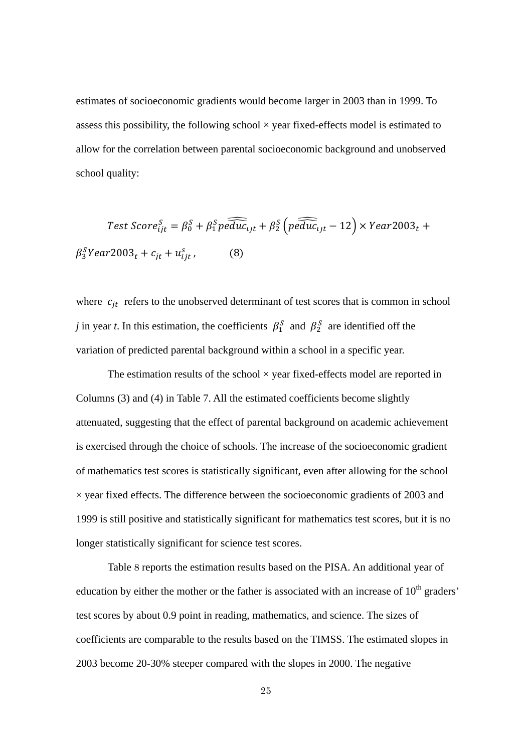estimates of socioeconomic gradients would become larger in 2003 than in 1999. To assess this possibility, the following school × year fixed-effects model is estimated to allow for the correlation between parental socioeconomic background and unobserved school quality:

$$Test\ Score_{ijt}^{S} = \beta_0^S + \beta_1^S \widehat{peduc}_{ijt} + \beta_2^S \left(\widehat{peduc}_{ijt} - 12\right) \times Year2003_t + \beta_3^S Year2003_t + c_{jt} + u_{ijt}^s\,, \qquad (8)$$

where $c_{jt}$ refers to the unobserved determinant of test scores that is common in school *j* in year *t*. In this estimation, the coefficients $\beta_1^S$ and $\beta_2^S$ are identified off the variation of predicted parental background within a school in a specific year.

The estimation results of the school × year fixed-effects model are reported in Columns (3) and (4) in Table 7. All the estimated coefficients become slightly attenuated, suggesting that the effect of parental background on academic achievement is exercised through the choice of schools. The increase of the socioeconomic gradient of mathematics test scores is statistically significant, even after allowing for the school × year fixed effects. The difference between the socioeconomic gradients of 2003 and 1999 is still positive and statistically significant for mathematics test scores, but it is no longer statistically significant for science test scores.

Table 8 reports the estimation results based on the PISA. An additional year of education by either the mother or the father is associated with an increase of 10th graders' test scores by about 0.9 point in reading, mathematics, and science. The sizes of coefficients are comparable to the results based on the TIMSS. The estimated slopes in 2003 become 20-30% steeper compared with the slopes in 2000. The negative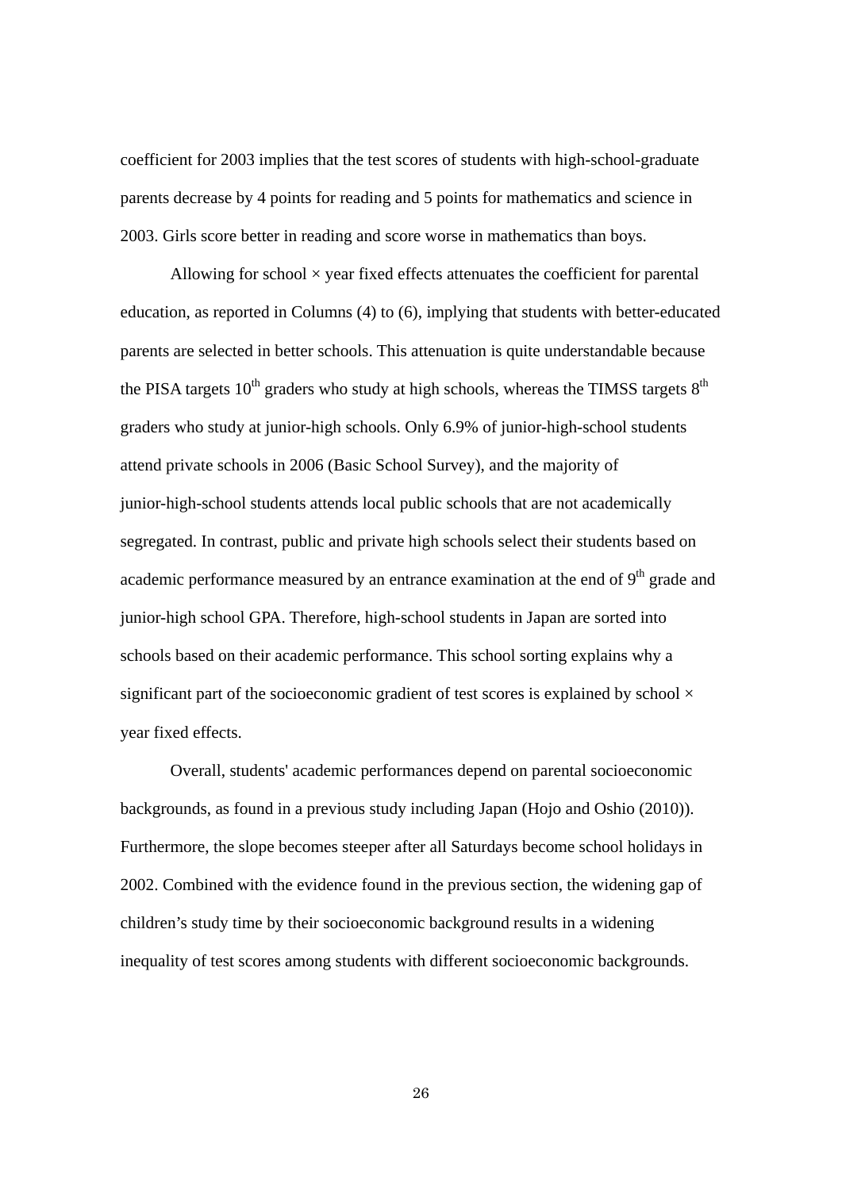coefficient for 2003 implies that the test scores of students with high-school-graduate parents decrease by 4 points for reading and 5 points for mathematics and science in 2003. Girls score better in reading and score worse in mathematics than boys.

Allowing for school × year fixed effects attenuates the coefficient for parental education, as reported in Columns (4) to (6), implying that students with better-educated parents are selected in better schools. This attenuation is quite understandable because the PISA targets 10$^{th}$ graders who study at high schools, whereas the TIMSS targets 8$^{th}$ graders who study at junior-high schools. Only 6.9% of junior-high-school students attend private schools in 2006 (Basic School Survey), and the majority of junior-high-school students attends local public schools that are not academically segregated. In contrast, public and private high schools select their students based on academic performance measured by an entrance examination at the end of 9$^{th}$ grade and junior-high school GPA. Therefore, high-school students in Japan are sorted into schools based on their academic performance. This school sorting explains why a significant part of the socioeconomic gradient of test scores is explained by school × year fixed effects.

Overall, students' academic performances depend on parental socioeconomic backgrounds, as found in a previous study including Japan (Hojo and Oshio (2010)). Furthermore, the slope becomes steeper after all Saturdays become school holidays in 2002. Combined with the evidence found in the previous section, the widening gap of children's study time by their socioeconomic background results in a widening inequality of test scores among students with different socioeconomic backgrounds.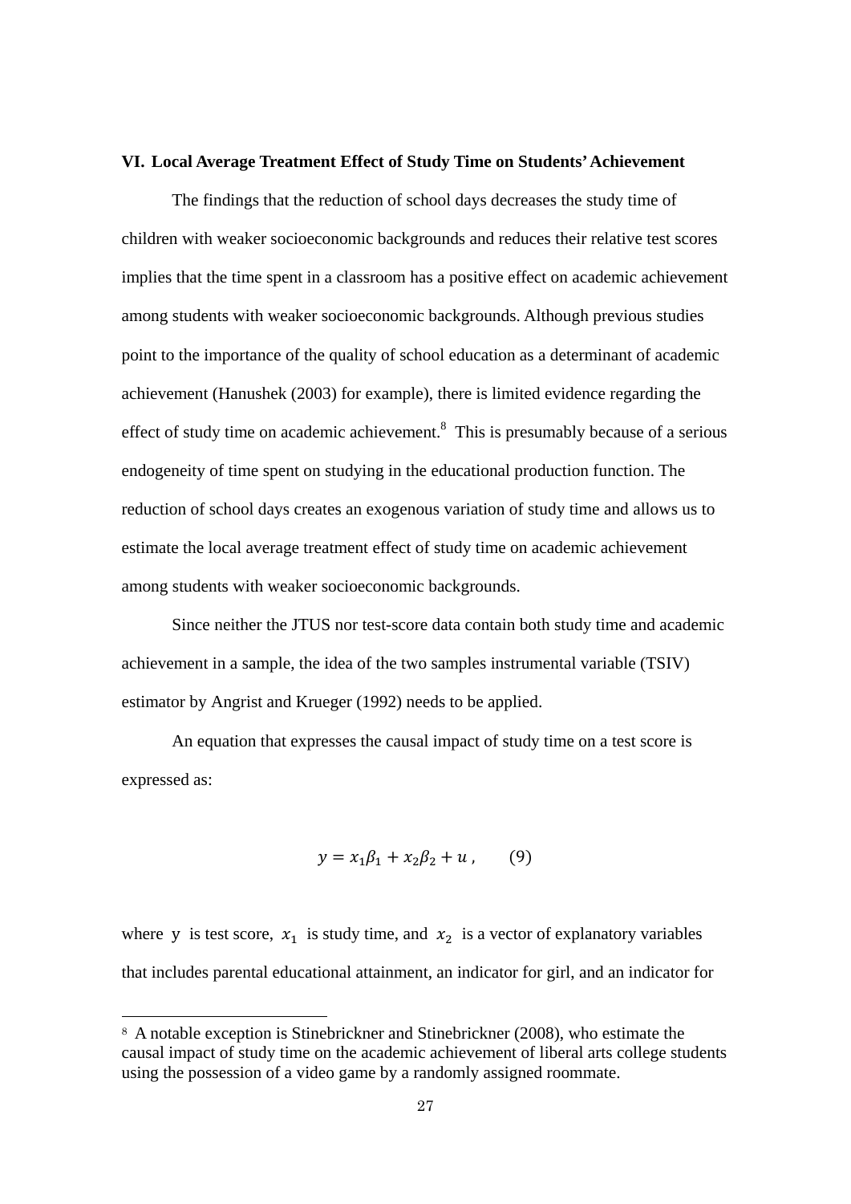## VI. Local Average Treatment Effect of Study Time on Students' Achievement

The findings that the reduction of school days decreases the study time of children with weaker socioeconomic backgrounds and reduces their relative test scores implies that the time spent in a classroom has a positive effect on academic achievement among students with weaker socioeconomic backgrounds. Although previous studies point to the importance of the quality of school education as a determinant of academic achievement (Hanushek (2003) for example), there is limited evidence regarding the effect of study time on academic achievement.[8] This is presumably because of a serious endogeneity of time spent on studying in the educational production function. The reduction of school days creates an exogenous variation of study time and allows us to estimate the local average treatment effect of study time on academic achievement among students with weaker socioeconomic backgrounds.

Since neither the JTUS nor test-score data contain both study time and academic achievement in a sample, the idea of the two samples instrumental variable (TSIV) estimator by Angrist and Krueger (1992) needs to be applied.

An equation that expresses the causal impact of study time on a test score is expressed as:

$$y = x_1\beta_1 + x_2\beta_2 + u \,, \qquad (9)$$

where $y$ is test score, $x_1$ is study time, and $x_2$ is a vector of explanatory variables that includes parental educational attainment, an indicator for girl, and an indicator for

---

[8] A notable exception is Stinebrickner and Stinebrickner (2008), who estimate the causal impact of study time on the academic achievement of liberal arts college students using the possession of a video game by a randomly assigned roommate.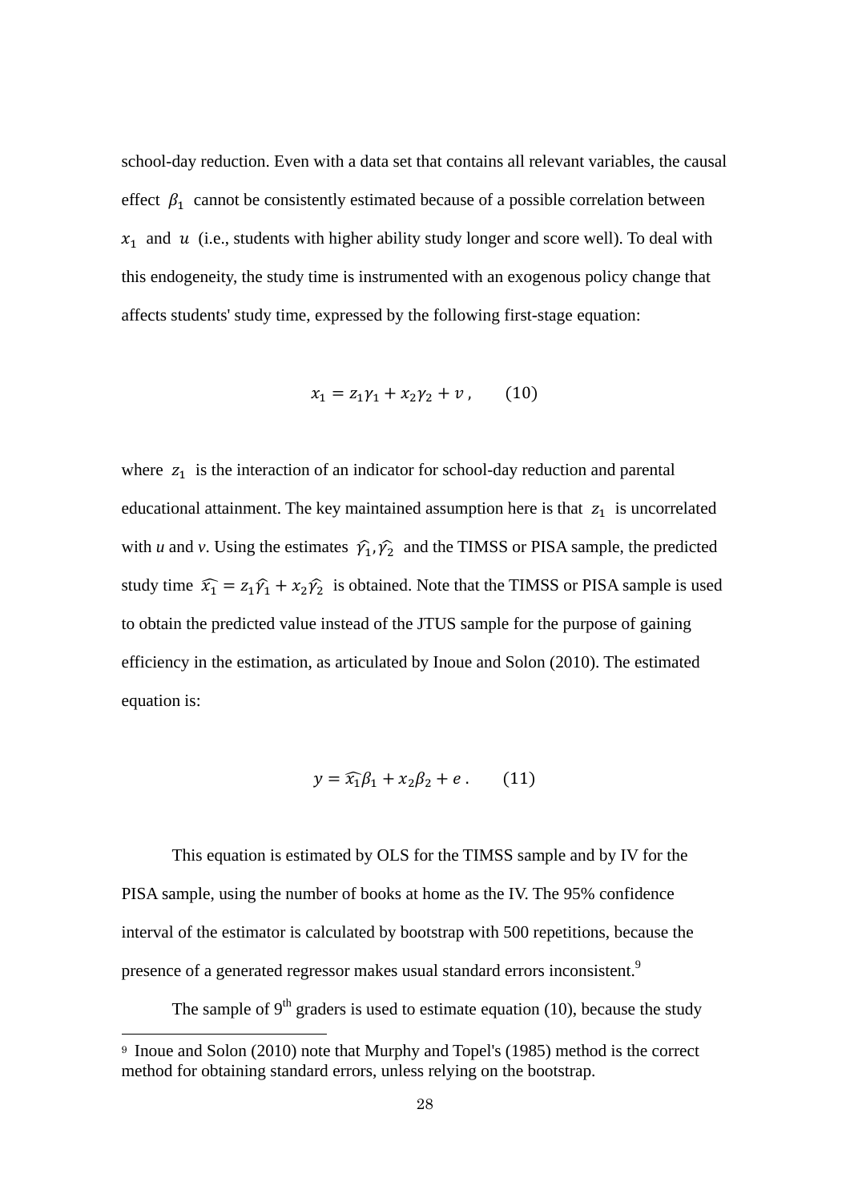school-day reduction. Even with a data set that contains all relevant variables, the causal effect $\beta_1$ cannot be consistently estimated because of a possible correlation between $x_1$ and $u$ (i.e., students with higher ability study longer and score well). To deal with this endogeneity, the study time is instrumented with an exogenous policy change that affects students' study time, expressed by the following first-stage equation:

$$x_1 = z_1\gamma_1 + x_2\gamma_2 + v\,, \qquad (10)$$

where $z_1$ is the interaction of an indicator for school-day reduction and parental educational attainment. The key maintained assumption here is that $z_1$ is uncorrelated with *u* and *v*. Using the estimates $\widehat{\gamma_1}, \widehat{\gamma_2}$ and the TIMSS or PISA sample, the predicted study time $\widehat{x_1} = z_1\widehat{\gamma_1} + x_2\widehat{\gamma_2}$ is obtained. Note that the TIMSS or PISA sample is used to obtain the predicted value instead of the JTUS sample for the purpose of gaining efficiency in the estimation, as articulated by Inoue and Solon (2010). The estimated equation is:

$$y = \widehat{x_1}\beta_1 + x_2\beta_2 + e\,. \qquad (11)$$

This equation is estimated by OLS for the TIMSS sample and by IV for the PISA sample, using the number of books at home as the IV. The 95% confidence interval of the estimator is calculated by bootstrap with 500 repetitions, because the presence of a generated regressor makes usual standard errors inconsistent.[9]

The sample of 9th graders is used to estimate equation (10), because the study

[9] Inoue and Solon (2010) note that Murphy and Topel's (1985) method is the correct method for obtaining standard errors, unless relying on the bootstrap.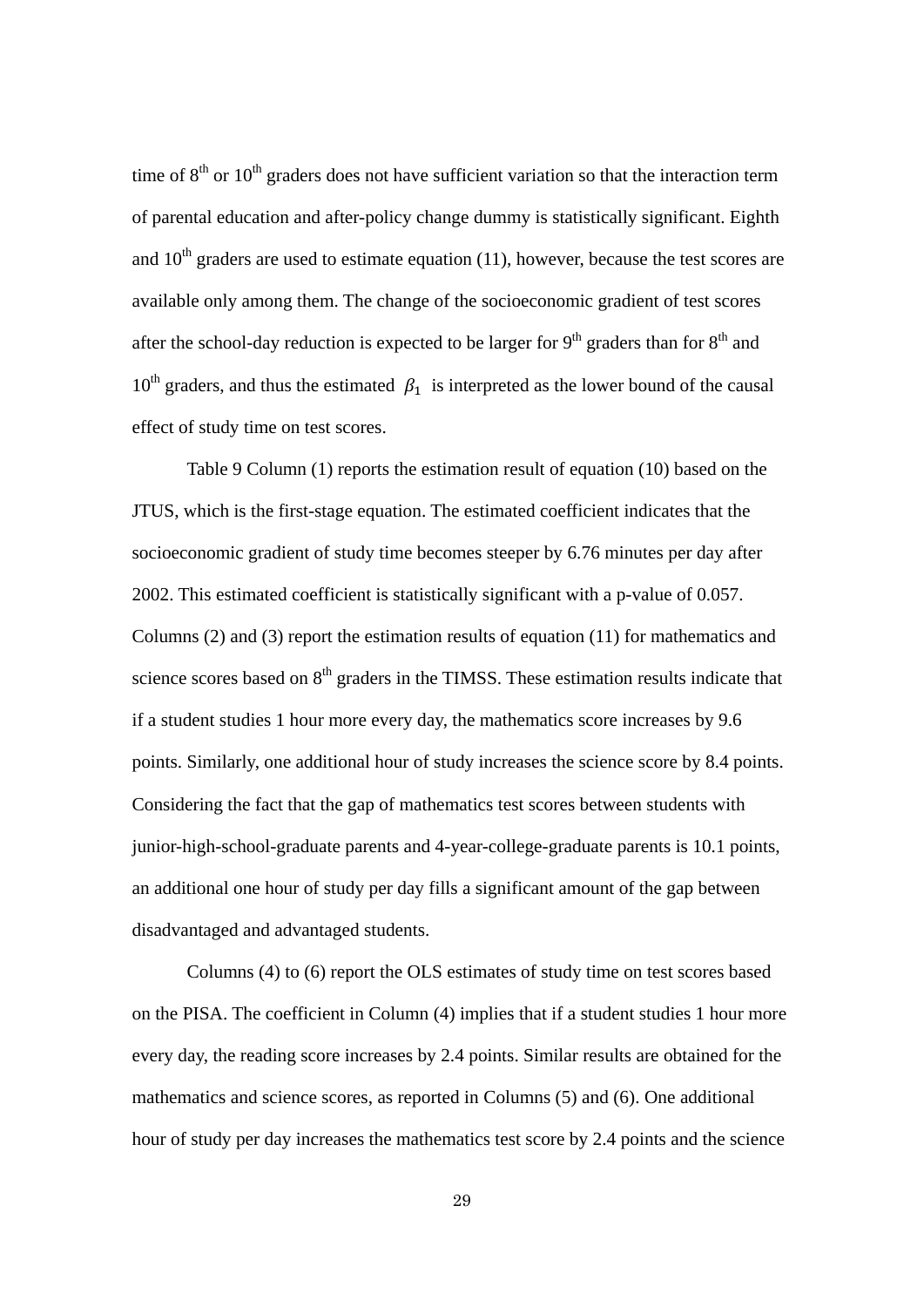time of $8^{th}$ or $10^{th}$ graders does not have sufficient variation so that the interaction term of parental education and after-policy change dummy is statistically significant. Eighth and $10^{th}$ graders are used to estimate equation (11), however, because the test scores are available only among them. The change of the socioeconomic gradient of test scores after the school-day reduction is expected to be larger for $9^{th}$ graders than for $8^{th}$ and $10^{th}$ graders, and thus the estimated $\beta_1$ is interpreted as the lower bound of the causal effect of study time on test scores.

Table 9 Column (1) reports the estimation result of equation (10) based on the JTUS, which is the first-stage equation. The estimated coefficient indicates that the socioeconomic gradient of study time becomes steeper by 6.76 minutes per day after 2002. This estimated coefficient is statistically significant with a p-value of 0.057. Columns (2) and (3) report the estimation results of equation (11) for mathematics and science scores based on $8^{th}$ graders in the TIMSS. These estimation results indicate that if a student studies 1 hour more every day, the mathematics score increases by 9.6 points. Similarly, one additional hour of study increases the science score by 8.4 points. Considering the fact that the gap of mathematics test scores between students with junior-high-school-graduate parents and 4-year-college-graduate parents is 10.1 points, an additional one hour of study per day fills a significant amount of the gap between disadvantaged and advantaged students.

Columns (4) to (6) report the OLS estimates of study time on test scores based on the PISA. The coefficient in Column (4) implies that if a student studies 1 hour more every day, the reading score increases by 2.4 points. Similar results are obtained for the mathematics and science scores, as reported in Columns (5) and (6). One additional hour of study per day increases the mathematics test score by 2.4 points and the science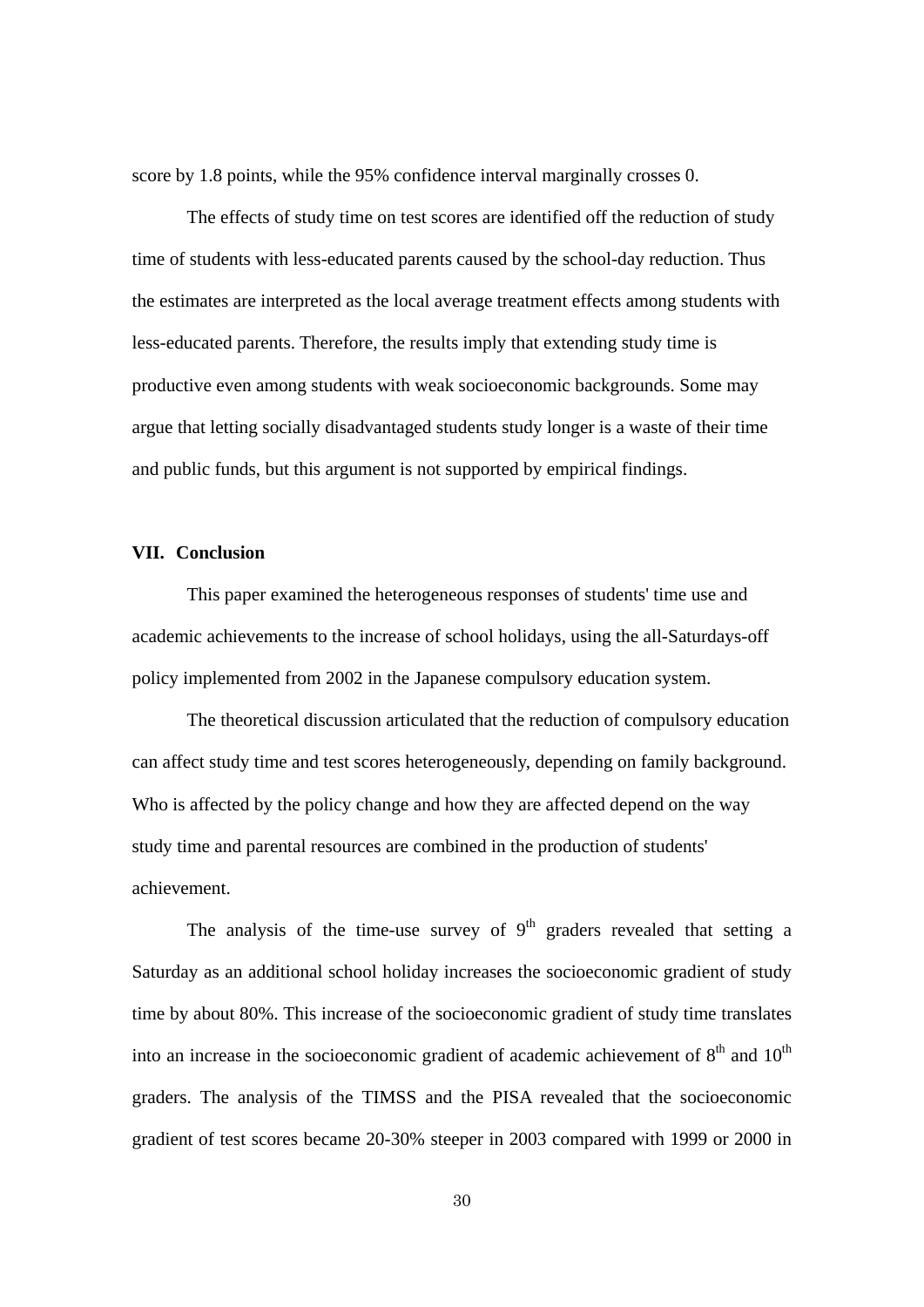score by 1.8 points, while the 95% confidence interval marginally crosses 0.

The effects of study time on test scores are identified off the reduction of study time of students with less-educated parents caused by the school-day reduction. Thus the estimates are interpreted as the local average treatment effects among students with less-educated parents. Therefore, the results imply that extending study time is productive even among students with weak socioeconomic backgrounds. Some may argue that letting socially disadvantaged students study longer is a waste of their time and public funds, but this argument is not supported by empirical findings.

## VII. Conclusion

This paper examined the heterogeneous responses of students' time use and academic achievements to the increase of school holidays, using the all-Saturdays-off policy implemented from 2002 in the Japanese compulsory education system.

The theoretical discussion articulated that the reduction of compulsory education can affect study time and test scores heterogeneously, depending on family background. Who is affected by the policy change and how they are affected depend on the way study time and parental resources are combined in the production of students' achievement.

The analysis of the time-use survey of 9th graders revealed that setting a Saturday as an additional school holiday increases the socioeconomic gradient of study time by about 80%. This increase of the socioeconomic gradient of study time translates into an increase in the socioeconomic gradient of academic achievement of 8th and 10th graders. The analysis of the TIMSS and the PISA revealed that the socioeconomic gradient of test scores became 20-30% steeper in 2003 compared with 1999 or 2000 in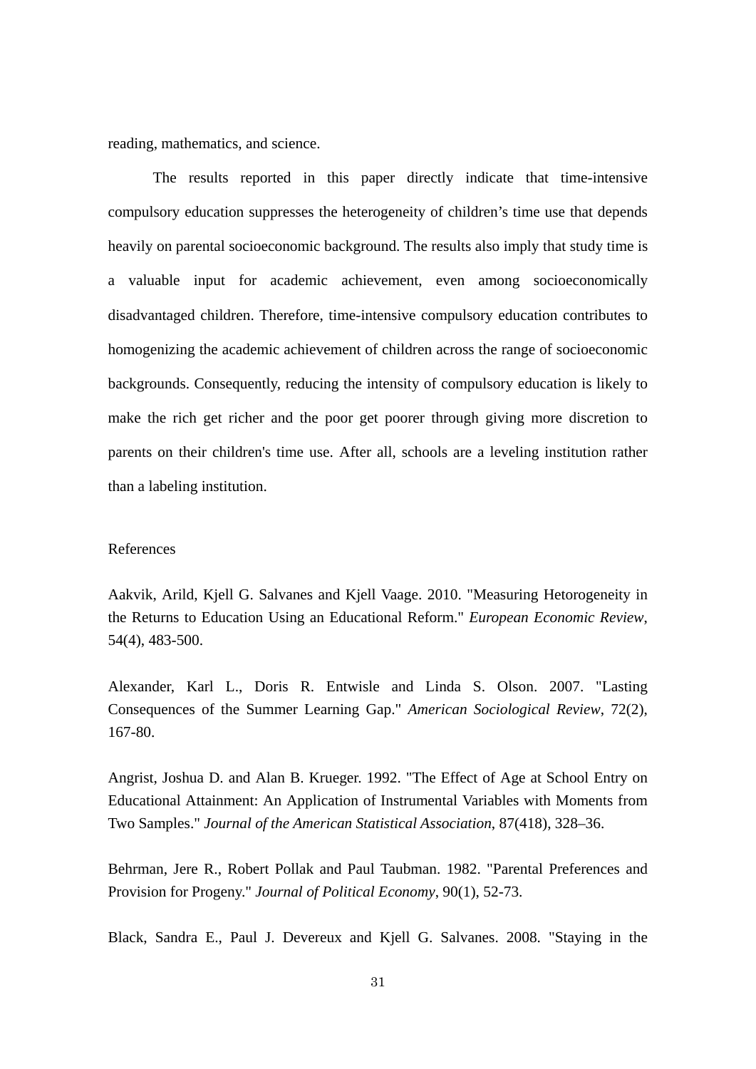reading, mathematics, and science.

The results reported in this paper directly indicate that time-intensive compulsory education suppresses the heterogeneity of children's time use that depends heavily on parental socioeconomic background. The results also imply that study time is a valuable input for academic achievement, even among socioeconomically disadvantaged children. Therefore, time-intensive compulsory education contributes to homogenizing the academic achievement of children across the range of socioeconomic backgrounds. Consequently, reducing the intensity of compulsory education is likely to make the rich get richer and the poor get poorer through giving more discretion to parents on their children's time use. After all, schools are a leveling institution rather than a labeling institution.

## References

Aakvik, Arild, Kjell G. Salvanes and Kjell Vaage. 2010. "Measuring Hetorogeneity in the Returns to Education Using an Educational Reform." *European Economic Review*, 54(4), 483-500.

Alexander, Karl L., Doris R. Entwisle and Linda S. Olson. 2007. "Lasting Consequences of the Summer Learning Gap." *American Sociological Review*, 72(2), 167-80.

Angrist, Joshua D. and Alan B. Krueger. 1992. "The Effect of Age at School Entry on Educational Attainment: An Application of Instrumental Variables with Moments from Two Samples." *Journal of the American Statistical Association*, 87(418), 328–36.

Behrman, Jere R., Robert Pollak and Paul Taubman. 1982. "Parental Preferences and Provision for Progeny." *Journal of Political Economy*, 90(1), 52-73.

Black, Sandra E., Paul J. Devereux and Kjell G. Salvanes. 2008. "Staying in the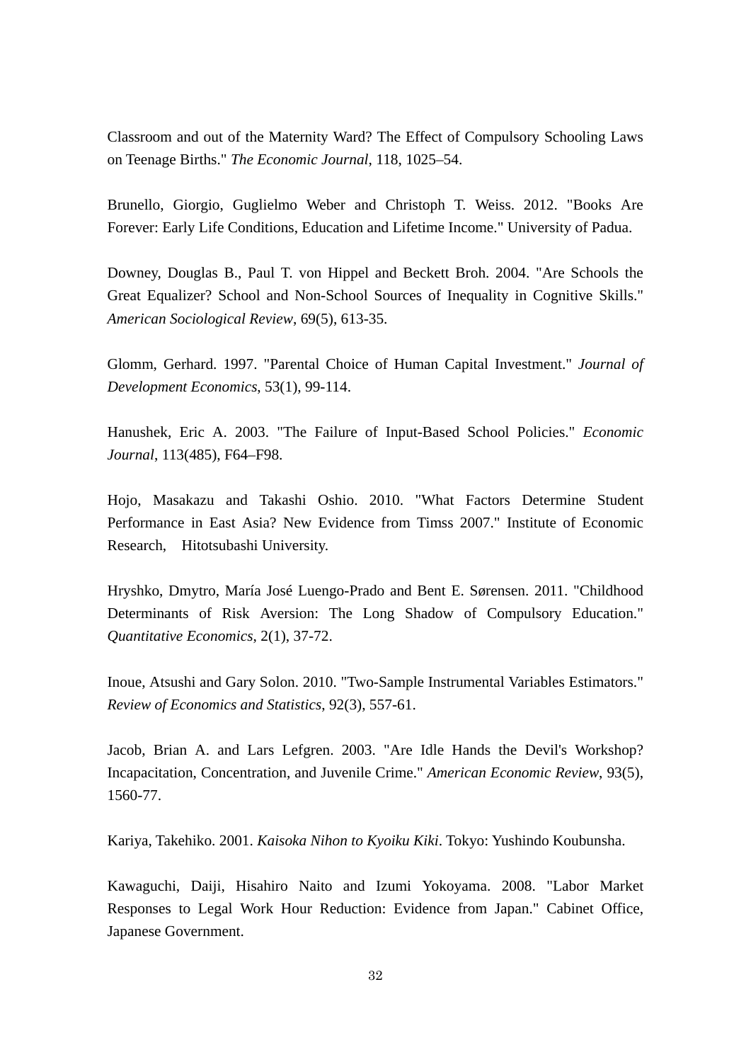Classroom and out of the Maternity Ward? The Effect of Compulsory Schooling Laws on Teenage Births." *The Economic Journal*, 118, 1025–54.

Brunello, Giorgio, Guglielmo Weber and Christoph T. Weiss. 2012. "Books Are Forever: Early Life Conditions, Education and Lifetime Income." University of Padua.

Downey, Douglas B., Paul T. von Hippel and Beckett Broh. 2004. "Are Schools the Great Equalizer? School and Non-School Sources of Inequality in Cognitive Skills." *American Sociological Review*, 69(5), 613-35.

Glomm, Gerhard. 1997. "Parental Choice of Human Capital Investment." *Journal of Development Economics*, 53(1), 99-114.

Hanushek, Eric A. 2003. "The Failure of Input-Based School Policies." *Economic Journal*, 113(485), F64–F98.

Hojo, Masakazu and Takashi Oshio. 2010. "What Factors Determine Student Performance in East Asia? New Evidence from Timss 2007." Institute of Economic Research, Hitotsubashi University.

Hryshko, Dmytro, María José Luengo-Prado and Bent E. Sørensen. 2011. "Childhood Determinants of Risk Aversion: The Long Shadow of Compulsory Education." *Quantitative Economics*, 2(1), 37-72.

Inoue, Atsushi and Gary Solon. 2010. "Two-Sample Instrumental Variables Estimators." *Review of Economics and Statistics*, 92(3), 557-61.

Jacob, Brian A. and Lars Lefgren. 2003. "Are Idle Hands the Devil's Workshop? Incapacitation, Concentration, and Juvenile Crime." *American Economic Review*, 93(5), 1560-77.

Kariya, Takehiko. 2001. *Kaisoka Nihon to Kyoiku Kiki*. Tokyo: Yushindo Koubunsha.

Kawaguchi, Daiji, Hisahiro Naito and Izumi Yokoyama. 2008. "Labor Market Responses to Legal Work Hour Reduction: Evidence from Japan." Cabinet Office, Japanese Government.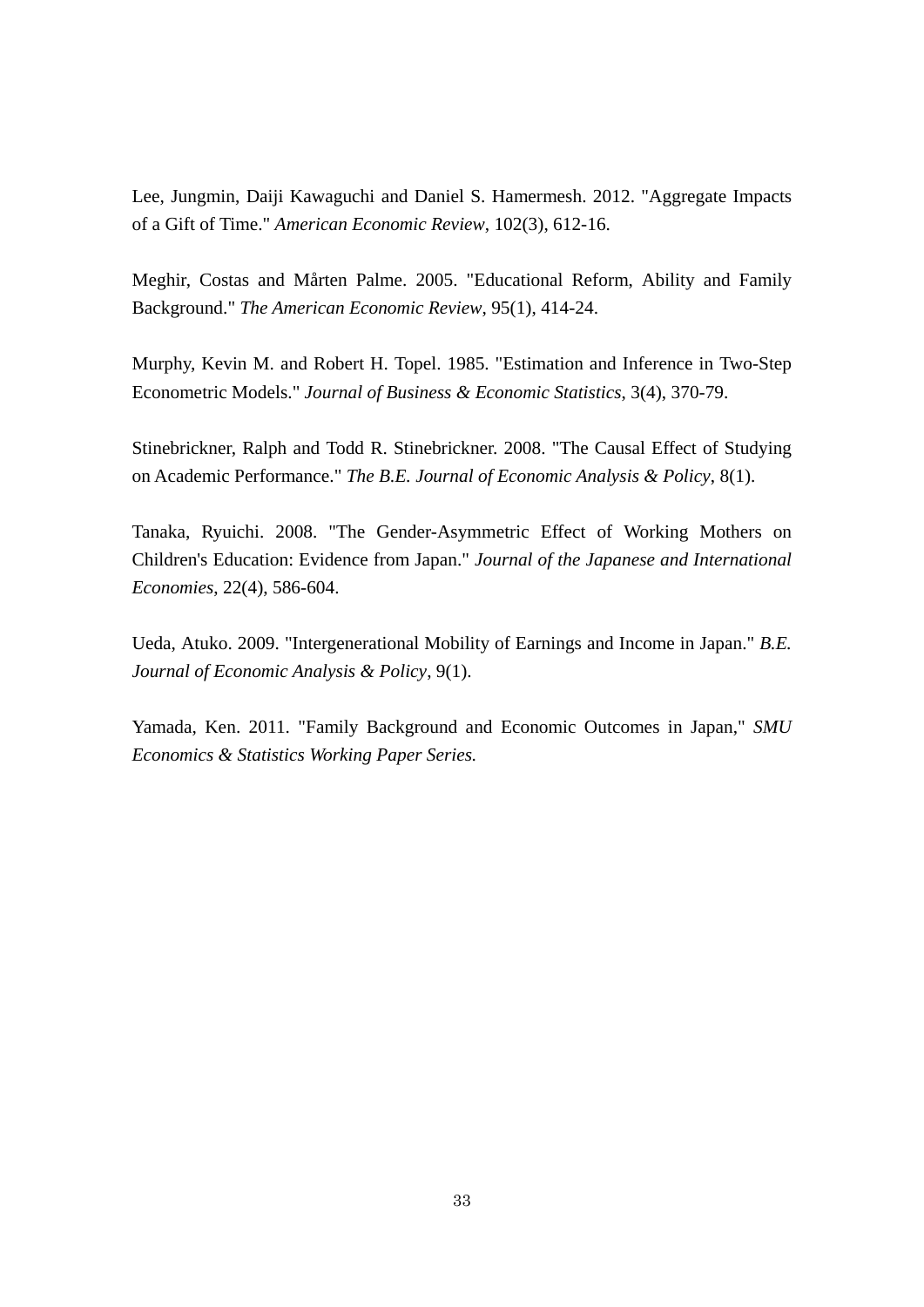Lee, Jungmin, Daiji Kawaguchi and Daniel S. Hamermesh. 2012. "Aggregate Impacts of a Gift of Time." *American Economic Review*, 102(3), 612-16.

Meghir, Costas and Mårten Palme. 2005. "Educational Reform, Ability and Family Background." *The American Economic Review*, 95(1), 414-24.

Murphy, Kevin M. and Robert H. Topel. 1985. "Estimation and Inference in Two-Step Econometric Models." *Journal of Business & Economic Statistics*, 3(4), 370-79.

Stinebrickner, Ralph and Todd R. Stinebrickner. 2008. "The Causal Effect of Studying on Academic Performance." *The B.E. Journal of Economic Analysis & Policy*, 8(1).

Tanaka, Ryuichi. 2008. "The Gender-Asymmetric Effect of Working Mothers on Children's Education: Evidence from Japan." *Journal of the Japanese and International Economies*, 22(4), 586-604.

Ueda, Atuko. 2009. "Intergenerational Mobility of Earnings and Income in Japan." *B.E. Journal of Economic Analysis & Policy*, 9(1).

Yamada, Ken. 2011. "Family Background and Economic Outcomes in Japan," *SMU Economics & Statistics Working Paper Series.*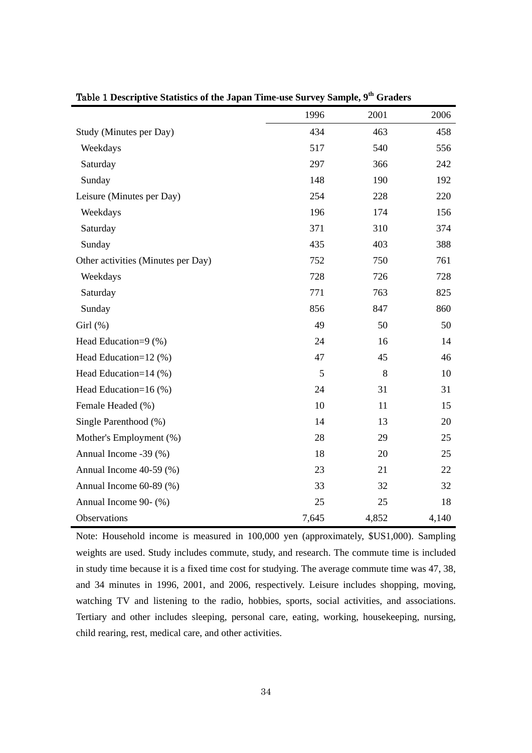**Table 1 Descriptive Statistics of the Japan Time-use Survey Sample, 9th Graders**

| | 1996 | 2001 | 2006 |
|---|---|---|---|
| Study (Minutes per Day) | 434 | 463 | 458 |
| Weekdays | 517 | 540 | 556 |
| Saturday | 297 | 366 | 242 |
| Sunday | 148 | 190 | 192 |
| Leisure (Minutes per Day) | 254 | 228 | 220 |
| Weekdays | 196 | 174 | 156 |
| Saturday | 371 | 310 | 374 |
| Sunday | 435 | 403 | 388 |
| Other activities (Minutes per Day) | 752 | 750 | 761 |
| Weekdays | 728 | 726 | 728 |
| Saturday | 771 | 763 | 825 |
| Sunday | 856 | 847 | 860 |
| Girl (%) | 49 | 50 | 50 |
| Head Education=9 (%) | 24 | 16 | 14 |
| Head Education=12 (%) | 47 | 45 | 46 |
| Head Education=14 (%) | 5 | 8 | 10 |
| Head Education=16 (%) | 24 | 31 | 31 |
| Female Headed (%) | 10 | 11 | 15 |
| Single Parenthood (%) | 14 | 13 | 20 |
| Mother's Employment (%) | 28 | 29 | 25 |
| Annual Income -39 (%) | 18 | 20 | 25 |
| Annual Income 40-59 (%) | 23 | 21 | 22 |
| Annual Income 60-89 (%) | 33 | 32 | 32 |
| Annual Income 90- (%) | 25 | 25 | 18 |
| Observations | 7,645 | 4,852 | 4,140 |

Note: Household income is measured in 100,000 yen (approximately, $US1,000). Sampling weights are used. Study includes commute, study, and research. The commute time is included in study time because it is a fixed time cost for studying. The average commute time was 47, 38, and 34 minutes in 1996, 2001, and 2006, respectively. Leisure includes shopping, moving, watching TV and listening to the radio, hobbies, sports, social activities, and associations. Tertiary and other includes sleeping, personal care, eating, working, housekeeping, nursing, child rearing, rest, medical care, and other activities.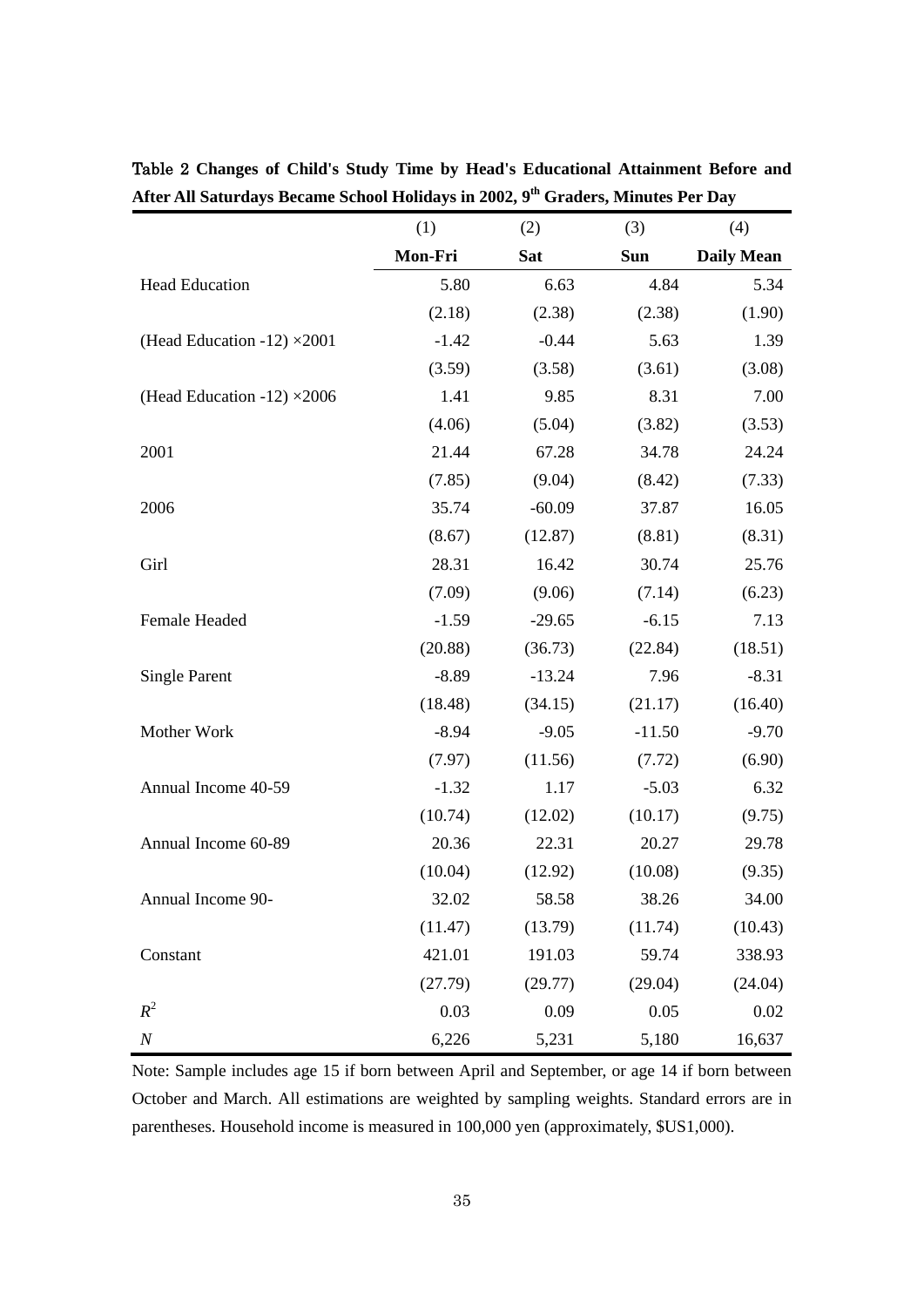**Table 2 Changes of Child's Study Time by Head's Educational Attainment Before and After All Saturdays Became School Holidays in 2002, 9th Graders, Minutes Per Day**

| | (1) | (2) | (3) | (4) |
|---|---|---|---|---|
| | **Mon-Fri** | **Sat** | **Sun** | **Daily Mean** |
| Head Education | 5.80 | 6.63 | 4.84 | 5.34 |
| | (2.18) | (2.38) | (2.38) | (1.90) |
| (Head Education -12) ×2001 | -1.42 | -0.44 | 5.63 | 1.39 |
| | (3.59) | (3.58) | (3.61) | (3.08) |
| (Head Education -12) ×2006 | 1.41 | 9.85 | 8.31 | 7.00 |
| | (4.06) | (5.04) | (3.82) | (3.53) |
| 2001 | 21.44 | 67.28 | 34.78 | 24.24 |
| | (7.85) | (9.04) | (8.42) | (7.33) |
| 2006 | 35.74 | -60.09 | 37.87 | 16.05 |
| | (8.67) | (12.87) | (8.81) | (8.31) |
| Girl | 28.31 | 16.42 | 30.74 | 25.76 |
| | (7.09) | (9.06) | (7.14) | (6.23) |
| Female Headed | -1.59 | -29.65 | -6.15 | 7.13 |
| | (20.88) | (36.73) | (22.84) | (18.51) |
| Single Parent | -8.89 | -13.24 | 7.96 | -8.31 |
| | (18.48) | (34.15) | (21.17) | (16.40) |
| Mother Work | -8.94 | -9.05 | -11.50 | -9.70 |
| | (7.97) | (11.56) | (7.72) | (6.90) |
| Annual Income 40-59 | -1.32 | 1.17 | -5.03 | 6.32 |
| | (10.74) | (12.02) | (10.17) | (9.75) |
| Annual Income 60-89 | 20.36 | 22.31 | 20.27 | 29.78 |
| | (10.04) | (12.92) | (10.08) | (9.35) |
| Annual Income 90- | 32.02 | 58.58 | 38.26 | 34.00 |
| | (11.47) | (13.79) | (11.74) | (10.43) |
| Constant | 421.01 | 191.03 | 59.74 | 338.93 |
| | (27.79) | (29.77) | (29.04) | (24.04) |
| $R^2$ | 0.03 | 0.09 | 0.05 | 0.02 |
| $N$ | 6,226 | 5,231 | 5,180 | 16,637 |

Note: Sample includes age 15 if born between April and September, or age 14 if born between October and March. All estimations are weighted by sampling weights. Standard errors are in parentheses. Household income is measured in 100,000 yen (approximately, $US1,000).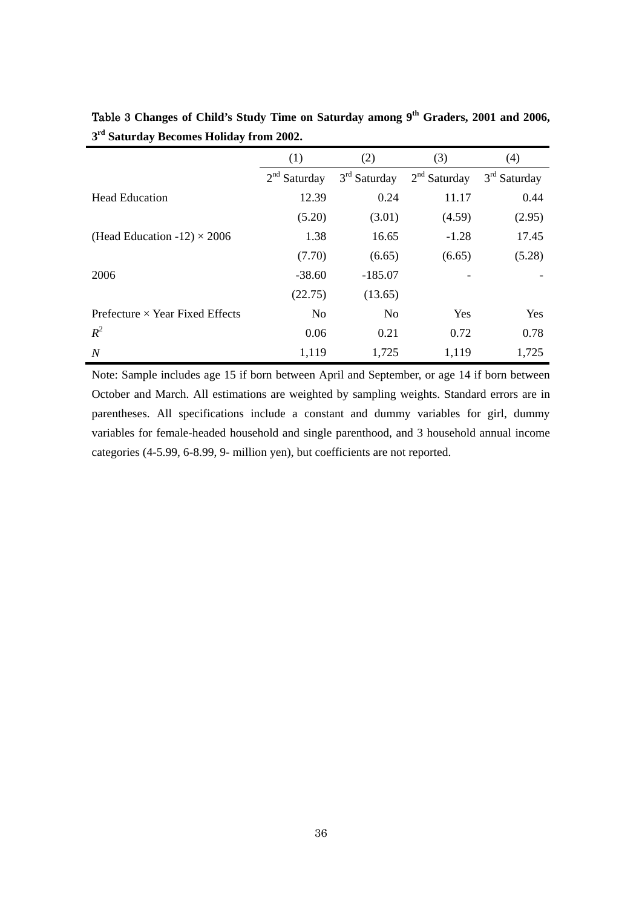**Table 3 Changes of Child's Study Time on Saturday among 9th Graders, 2001 and 2006, 3rd Saturday Becomes Holiday from 2002.**

| | (1) | (2) | (3) | (4) |
|---|---|---|---|---|
| | 2nd Saturday | 3rd Saturday | 2nd Saturday | 3rd Saturday |
| Head Education | 12.39 | 0.24 | 11.17 | 0.44 |
| | (5.20) | (3.01) | (4.59) | (2.95) |
| (Head Education -12) × 2006 | 1.38 | 16.65 | -1.28 | 17.45 |
| | (7.70) | (6.65) | (6.65) | (5.28) |
| 2006 | -38.60 | -185.07 | - | - |
| | (22.75) | (13.65) | | |
| Prefecture × Year Fixed Effects | No | No | Yes | Yes |
| $R^2$ | 0.06 | 0.21 | 0.72 | 0.78 |
| $N$ | 1,119 | 1,725 | 1,119 | 1,725 |

Note: Sample includes age 15 if born between April and September, or age 14 if born between October and March. All estimations are weighted by sampling weights. Standard errors are in parentheses. All specifications include a constant and dummy variables for girl, dummy variables for female-headed household and single parenthood, and 3 household annual income categories (4-5.99, 6-8.99, 9- million yen), but coefficients are not reported.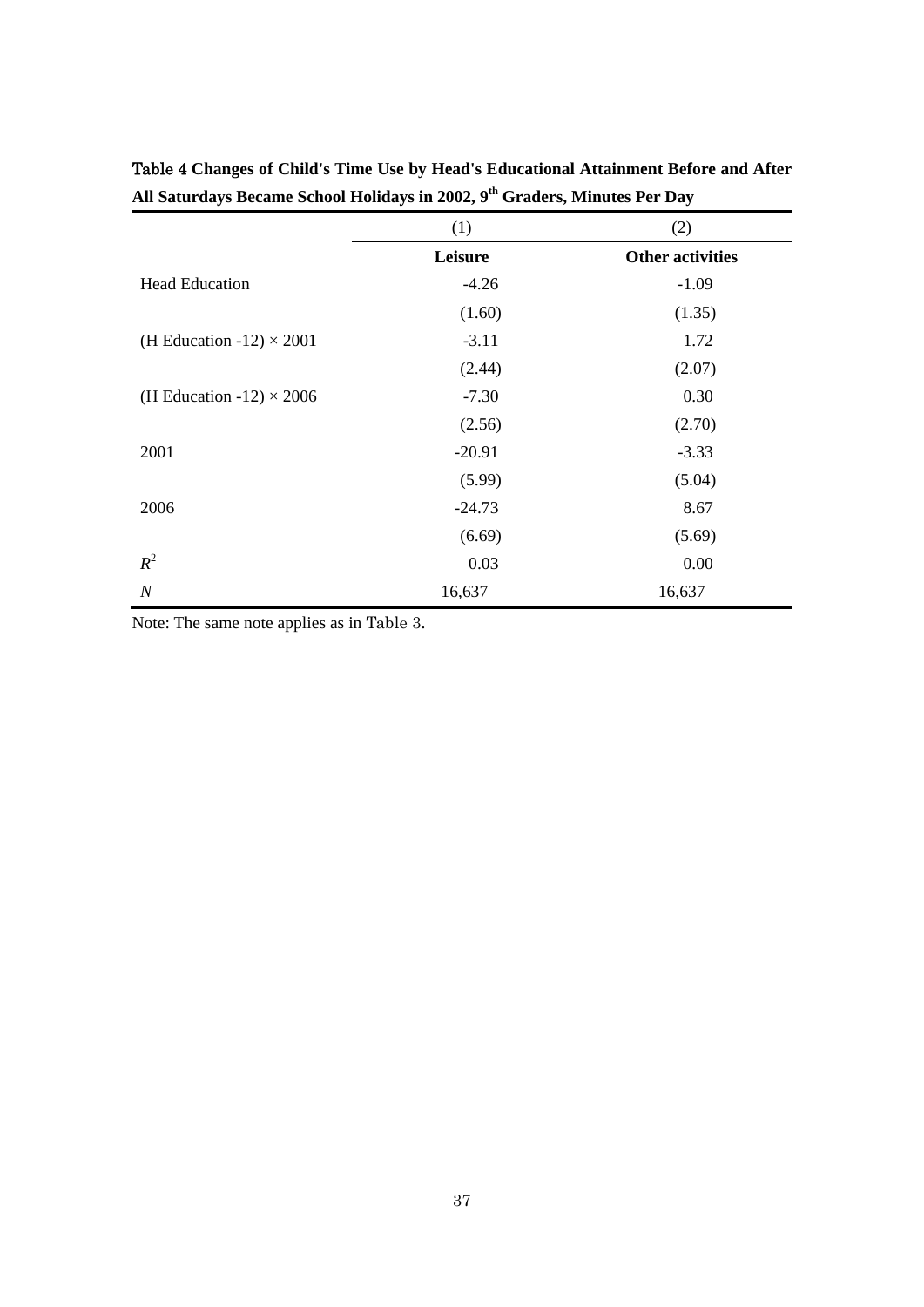**Table 4 Changes of Child's Time Use by Head's Educational Attainment Before and After All Saturdays Became School Holidays in 2002, 9th Graders, Minutes Per Day**

| | (1) | (2) |
|---|---|---|
| | **Leisure** | **Other activities** |
| Head Education | -4.26 | -1.09 |
| | (1.60) | (1.35) |
| (H Education -12) × 2001 | -3.11 | 1.72 |
| | (2.44) | (2.07) |
| (H Education -12) × 2006 | -7.30 | 0.30 |
| | (2.56) | (2.70) |
| 2001 | -20.91 | -3.33 |
| | (5.99) | (5.04) |
| 2006 | -24.73 | 8.67 |
| | (6.69) | (5.69) |
| $R^2$ | 0.03 | 0.00 |
| $N$ | 16,637 | 16,637 |

Note: The same note applies as in Table 3.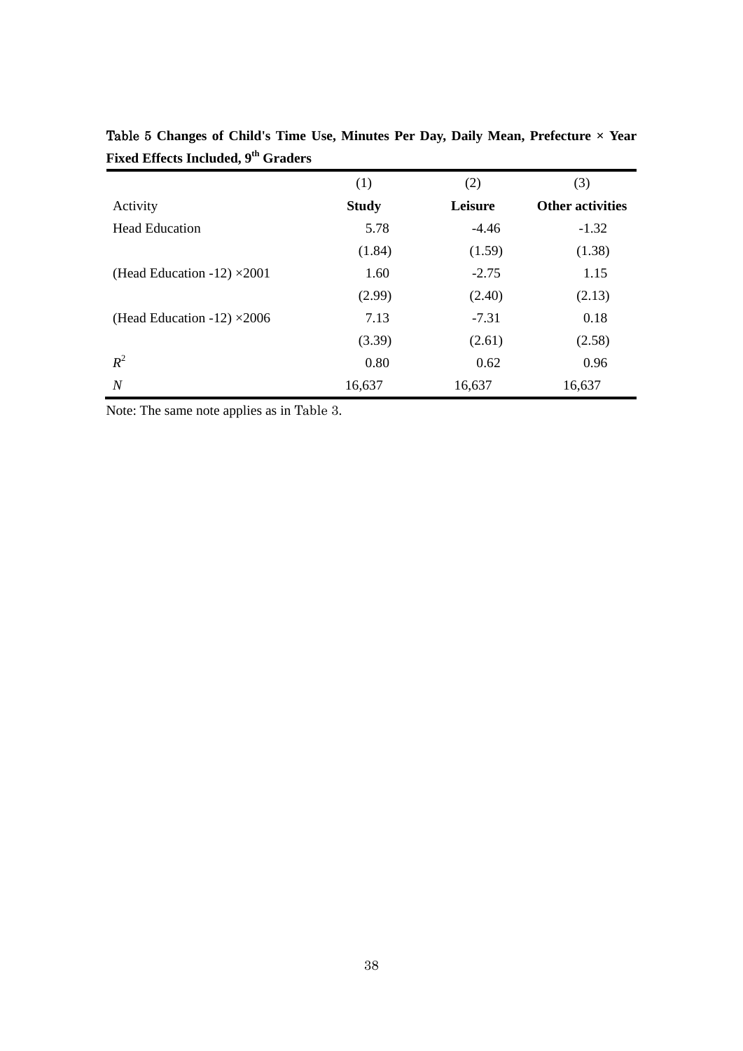**Table 5 Changes of Child's Time Use, Minutes Per Day, Daily Mean, Prefecture × Year Fixed Effects Included, 9th Graders**

| | (1) | (2) | (3) |
|---|---|---|---|
| Activity | **Study** | **Leisure** | **Other activities** |
| Head Education | 5.78 | -4.46 | -1.32 |
| | (1.84) | (1.59) | (1.38) |
| (Head Education -12) ×2001 | 1.60 | -2.75 | 1.15 |
| | (2.99) | (2.40) | (2.13) |
| (Head Education -12) ×2006 | 7.13 | -7.31 | 0.18 |
| | (3.39) | (2.61) | (2.58) |
| $R^2$ | 0.80 | 0.62 | 0.96 |
| $N$ | 16,637 | 16,637 | 16,637 |

Note: The same note applies as in Table 3.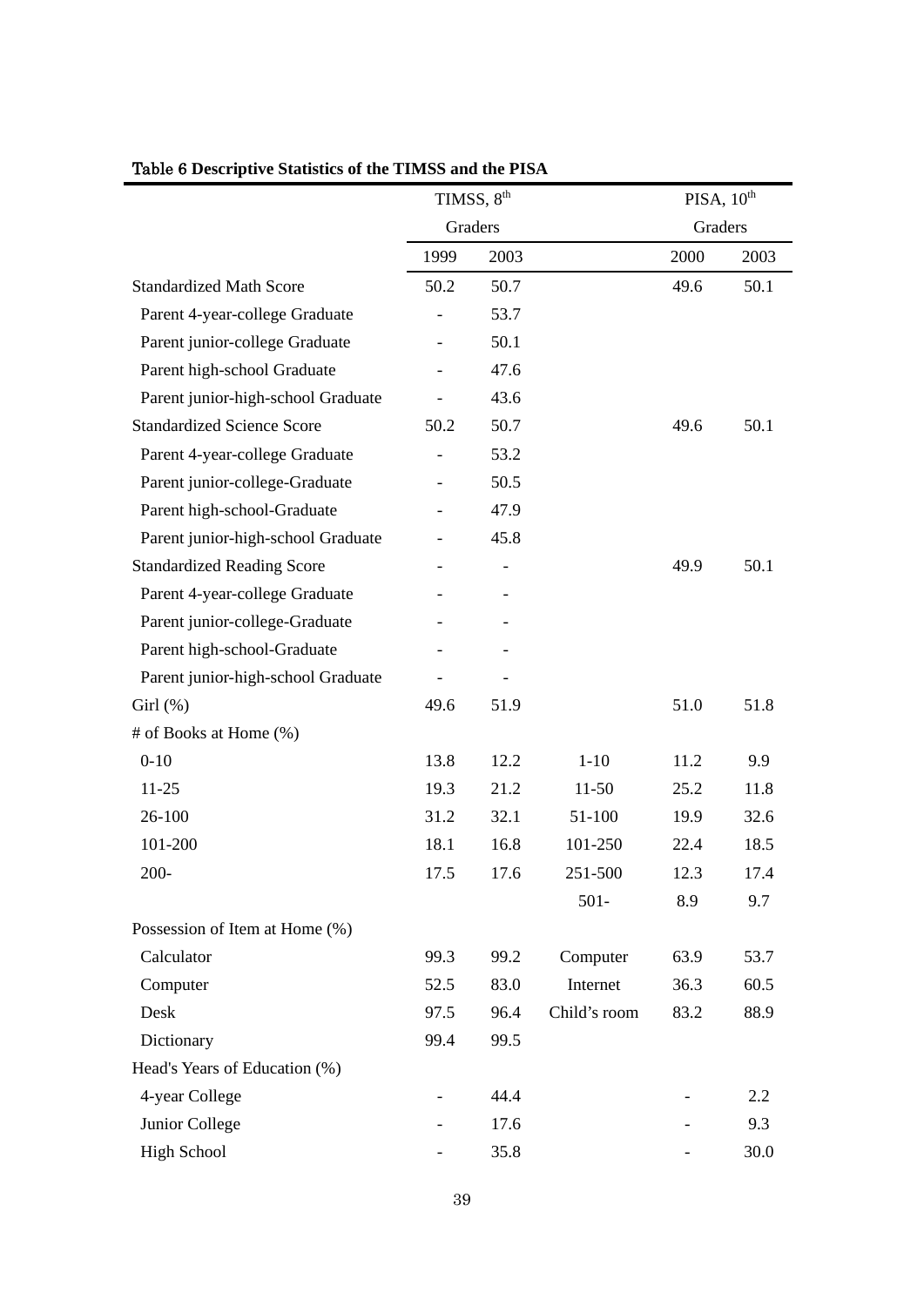**Table 6 Descriptive Statistics of the TIMSS and the PISA**

| | TIMSS, 8th Graders | | | PISA, 10th Graders | |
|---|---|---|---|---|---|
| | 1999 | 2003 | | 2000 | 2003 |
| Standardized Math Score | 50.2 | 50.7 | | 49.6 | 50.1 |
| Parent 4-year-college Graduate | - | 53.7 | | | |
| Parent junior-college Graduate | - | 50.1 | | | |
| Parent high-school Graduate | - | 47.6 | | | |
| Parent junior-high-school Graduate | - | 43.6 | | | |
| Standardized Science Score | 50.2 | 50.7 | | 49.6 | 50.1 |
| Parent 4-year-college Graduate | - | 53.2 | | | |
| Parent junior-college-Graduate | - | 50.5 | | | |
| Parent high-school-Graduate | - | 47.9 | | | |
| Parent junior-high-school Graduate | - | 45.8 | | | |
| Standardized Reading Score | - | - | | 49.9 | 50.1 |
| Parent 4-year-college Graduate | - | - | | | |
| Parent junior-college-Graduate | - | - | | | |
| Parent high-school-Graduate | - | - | | | |
| Parent junior-high-school Graduate | - | - | | | |
| Girl (%) | 49.6 | 51.9 | | 51.0 | 51.8 |
| # of Books at Home (%) | | | | | |
| 0-10 | 13.8 | 12.2 | 1-10 | 11.2 | 9.9 |
| 11-25 | 19.3 | 21.2 | 11-50 | 25.2 | 11.8 |
| 26-100 | 31.2 | 32.1 | 51-100 | 19.9 | 32.6 |
| 101-200 | 18.1 | 16.8 | 101-250 | 22.4 | 18.5 |
| 200- | 17.5 | 17.6 | 251-500 | 12.3 | 17.4 |
| | | | 501- | 8.9 | 9.7 |
| Possession of Item at Home (%) | | | | | |
| Calculator | 99.3 | 99.2 | Computer | 63.9 | 53.7 |
| Computer | 52.5 | 83.0 | Internet | 36.3 | 60.5 |
| Desk | 97.5 | 96.4 | Child's room | 83.2 | 88.9 |
| Dictionary | 99.4 | 99.5 | | | |
| Head's Years of Education (%) | | | | | |
| 4-year College | - | 44.4 | | - | 2.2 |
| Junior College | - | 17.6 | | - | 9.3 |
| High School | - | 35.8 | | - | 30.0 |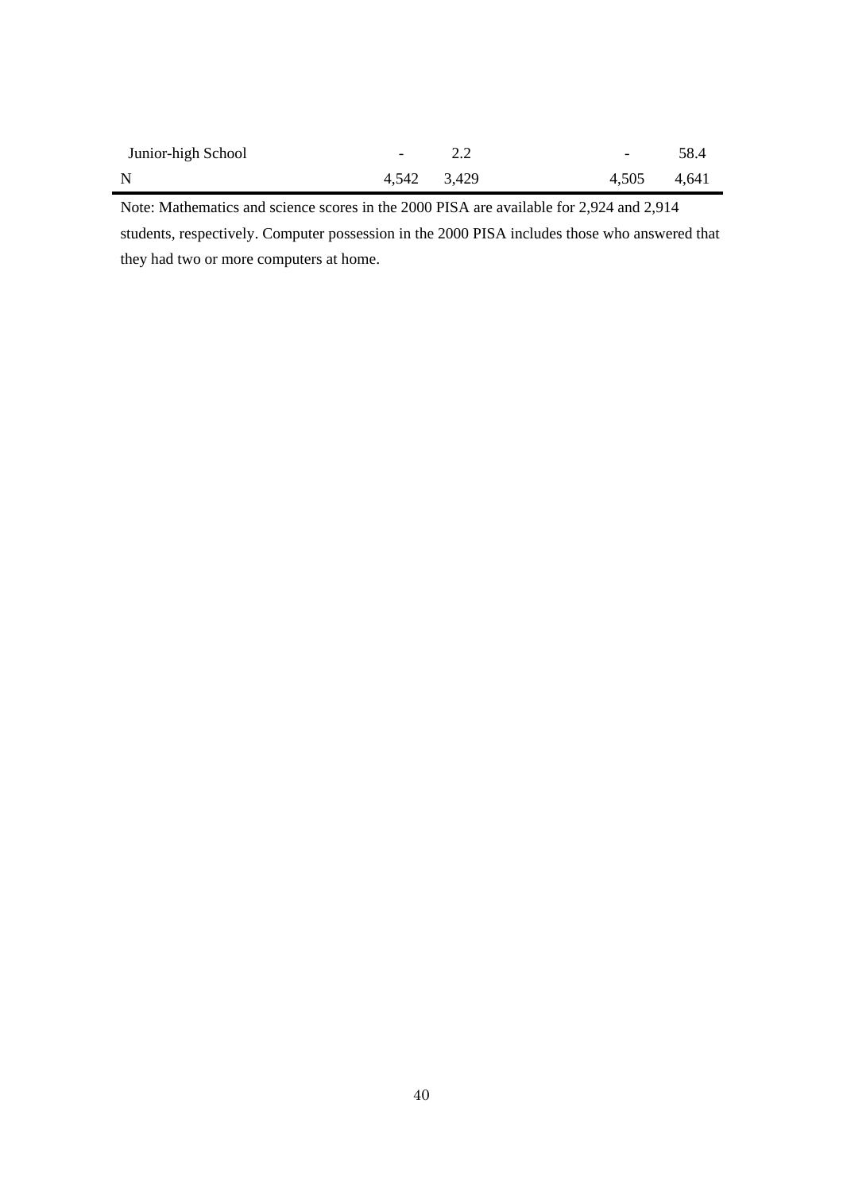| | | | | |
|---|---|---|---|---|
| Junior-high School | - | 2.2 | - | 58.4 |
| N | 4,542 | 3,429 | 4,505 | 4,641 |

Note: Mathematics and science scores in the 2000 PISA are available for 2,924 and 2,914 students, respectively. Computer possession in the 2000 PISA includes those who answered that they had two or more computers at home.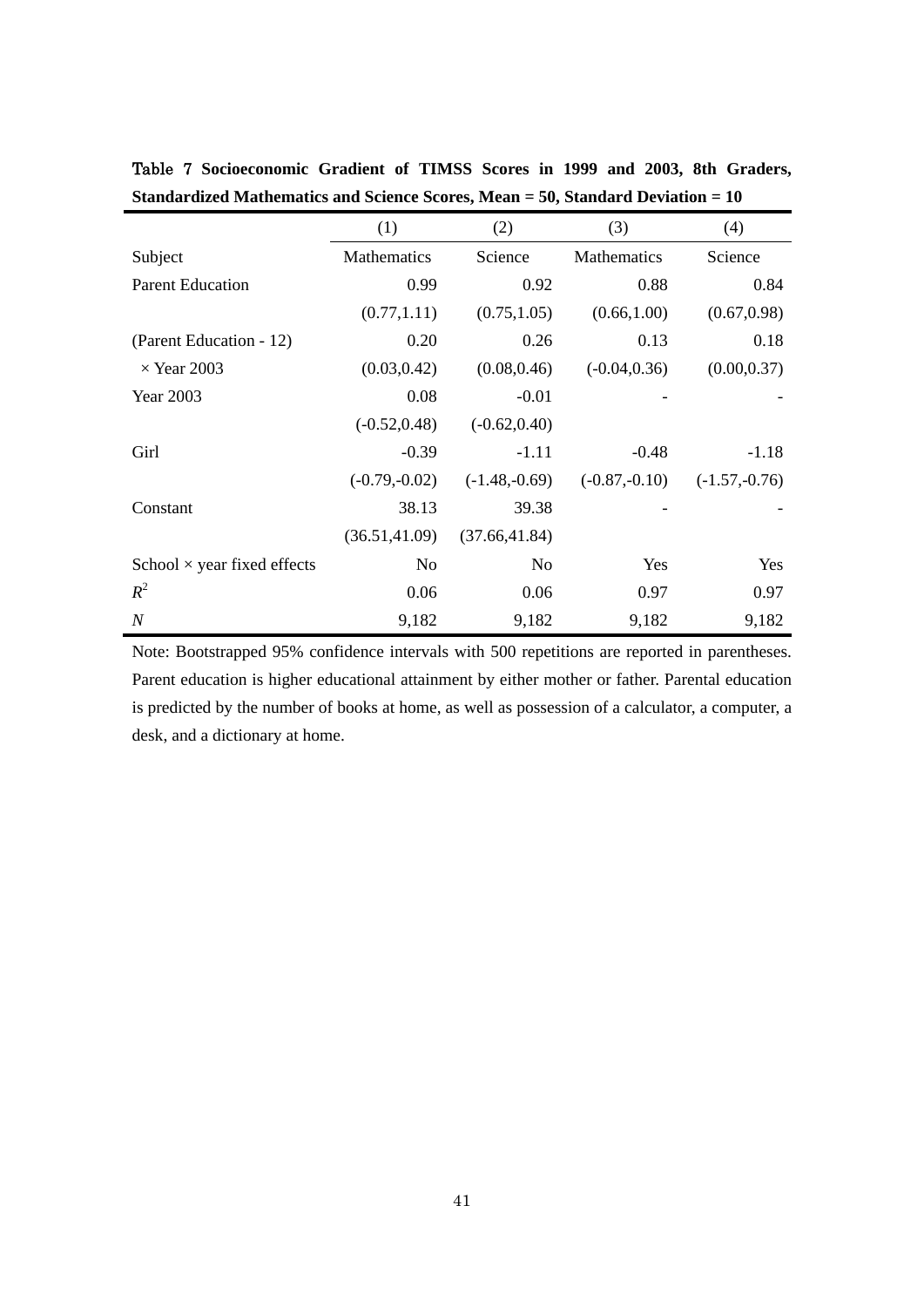**Table 7 Socioeconomic Gradient of TIMSS Scores in 1999 and 2003, 8th Graders, Standardized Mathematics and Science Scores, Mean = 50, Standard Deviation = 10**

| | (1) | (2) | (3) | (4) |
|---|---|---|---|---|
| Subject | Mathematics | Science | Mathematics | Science |
| Parent Education | 0.99 | 0.92 | 0.88 | 0.84 |
| | (0.77,1.11) | (0.75,1.05) | (0.66,1.00) | (0.67,0.98) |
| (Parent Education - 12) | 0.20 | 0.26 | 0.13 | 0.18 |
| × Year 2003 | (0.03,0.42) | (0.08,0.46) | (-0.04,0.36) | (0.00,0.37) |
| Year 2003 | 0.08 | -0.01 | - | - |
| | (-0.52,0.48) | (-0.62,0.40) | | |
| Girl | -0.39 | -1.11 | -0.48 | -1.18 |
| | (-0.79,-0.02) | (-1.48,-0.69) | (-0.87,-0.10) | (-1.57,-0.76) |
| Constant | 38.13 | 39.38 | - | - |
| | (36.51,41.09) | (37.66,41.84) | | |
| School × year fixed effects | No | No | Yes | Yes |
| $R^2$ | 0.06 | 0.06 | 0.97 | 0.97 |
| $N$ | 9,182 | 9,182 | 9,182 | 9,182 |

Note: Bootstrapped 95% confidence intervals with 500 repetitions are reported in parentheses. Parent education is higher educational attainment by either mother or father. Parental education is predicted by the number of books at home, as well as possession of a calculator, a computer, a desk, and a dictionary at home.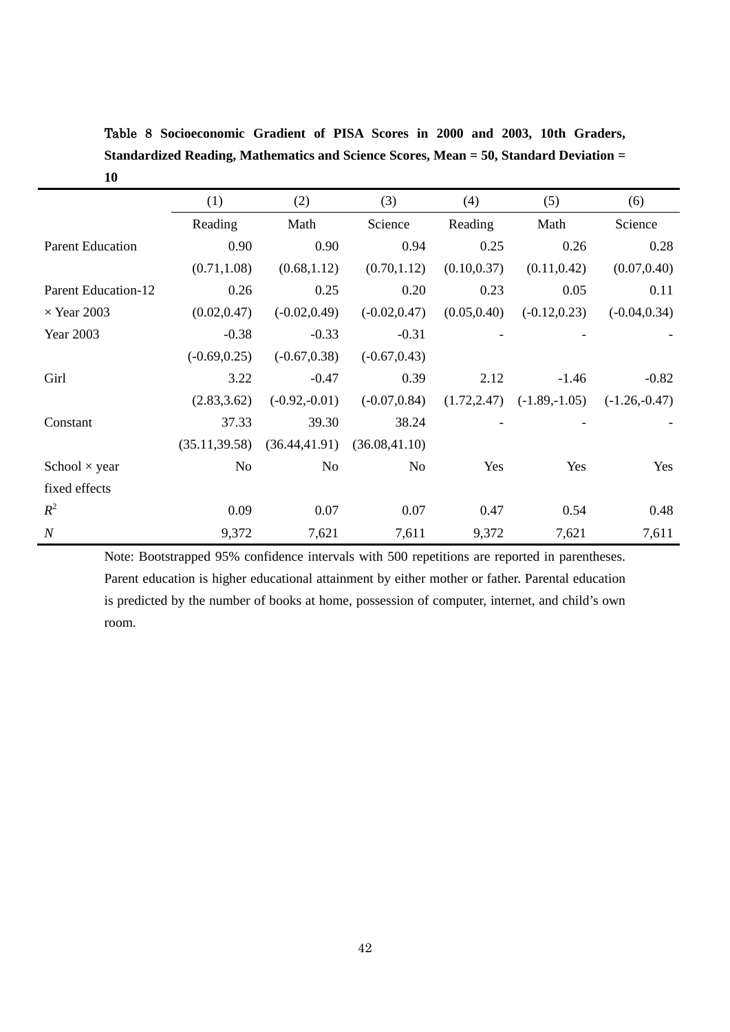**Table 8 Socioeconomic Gradient of PISA Scores in 2000 and 2003, 10th Graders, Standardized Reading, Mathematics and Science Scores, Mean = 50, Standard Deviation = 10**

| | (1) | (2) | (3) | (4) | (5) | (6) |
|---|---|---|---|---|---|---|
| | Reading | Math | Science | Reading | Math | Science |
| Parent Education | 0.90 | 0.90 | 0.94 | 0.25 | 0.26 | 0.28 |
| | (0.71,1.08) | (0.68,1.12) | (0.70,1.12) | (0.10,0.37) | (0.11,0.42) | (0.07,0.40) |
| Parent Education-12 | 0.26 | 0.25 | 0.20 | 0.23 | 0.05 | 0.11 |
| × Year 2003 | (0.02,0.47) | (-0.02,0.49) | (-0.02,0.47) | (0.05,0.40) | (-0.12,0.23) | (-0.04,0.34) |
| Year 2003 | -0.38 | -0.33 | -0.31 | - | - | - |
| | (-0.69,0.25) | (-0.67,0.38) | (-0.67,0.43) | | | |
| Girl | 3.22 | -0.47 | 0.39 | 2.12 | -1.46 | -0.82 |
| | (2.83,3.62) | (-0.92,-0.01) | (-0.07,0.84) | (1.72,2.47) | (-1.89,-1.05) | (-1.26,-0.47) |
| Constant | 37.33 | 39.30 | 38.24 | - | - | - |
| | (35.11,39.58) | (36.44,41.91) | (36.08,41.10) | | | |
| School × year fixed effects | No | No | No | Yes | Yes | Yes |
| $R^2$ | 0.09 | 0.07 | 0.07 | 0.47 | 0.54 | 0.48 |
| *N* | 9,372 | 7,621 | 7,611 | 9,372 | 7,621 | 7,611 |

Note: Bootstrapped 95% confidence intervals with 500 repetitions are reported in parentheses. Parent education is higher educational attainment by either mother or father. Parental education is predicted by the number of books at home, possession of computer, internet, and child's own room.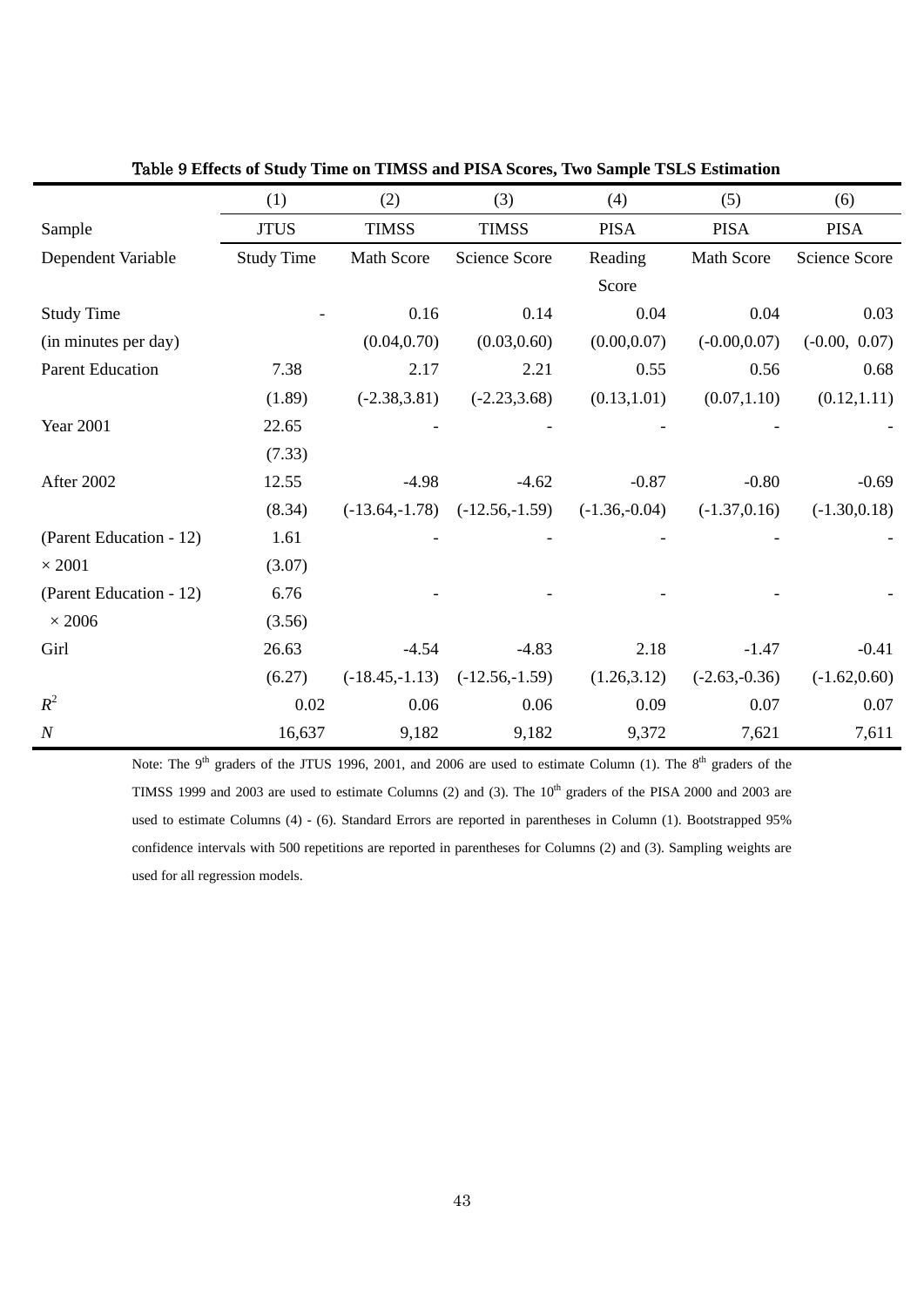**Table 9 Effects of Study Time on TIMSS and PISA Scores, Two Sample TSLS Estimation**

| | (1) | (2) | (3) | (4) | (5) | (6) |
|---|---|---|---|---|---|---|
| Sample | JTUS | TIMSS | TIMSS | PISA | PISA | PISA |
| Dependent Variable | Study Time | Math Score | Science Score | Reading Score | Math Score | Science Score |
| Study Time | - | 0.16 | 0.14 | 0.04 | 0.04 | 0.03 |
| (in minutes per day) | | (0.04,0.70) | (0.03,0.60) | (0.00,0.07) | (-0.00,0.07) | (-0.00, 0.07) |
| Parent Education | 7.38 | 2.17 | 2.21 | 0.55 | 0.56 | 0.68 |
| | (1.89) | (-2.38,3.81) | (-2.23,3.68) | (0.13,1.01) | (0.07,1.10) | (0.12,1.11) |
| Year 2001 | 22.65 | - | - | - | - | - |
| | (7.33) | | | | | |
| After 2002 | 12.55 | -4.98 | -4.62 | -0.87 | -0.80 | -0.69 |
| | (8.34) | (-13.64,-1.78) | (-12.56,-1.59) | (-1.36,-0.04) | (-1.37,0.16) | (-1.30,0.18) |
| (Parent Education - 12) × 2001 | 1.61 | - | - | - | - | - |
| | (3.07) | | | | | |
| (Parent Education - 12) × 2006 | 6.76 | - | - | - | - | - |
| | (3.56) | | | | | |
| Girl | 26.63 | -4.54 | -4.83 | 2.18 | -1.47 | -0.41 |
| | (6.27) | (-18.45,-1.13) | (-12.56,-1.59) | (1.26,3.12) | (-2.63,-0.36) | (-1.62,0.60) |
| $R^2$ | 0.02 | 0.06 | 0.06 | 0.09 | 0.07 | 0.07 |
| $N$ | 16,637 | 9,182 | 9,182 | 9,372 | 7,621 | 7,611 |

Note: The 9th graders of the JTUS 1996, 2001, and 2006 are used to estimate Column (1). The 8th graders of the TIMSS 1999 and 2003 are used to estimate Columns (2) and (3). The 10th graders of the PISA 2000 and 2003 are used to estimate Columns (4) - (6). Standard Errors are reported in parentheses in Column (1). Bootstrapped 95% confidence intervals with 500 repetitions are reported in parentheses for Columns (2) and (3). Sampling weights are used for all regression models.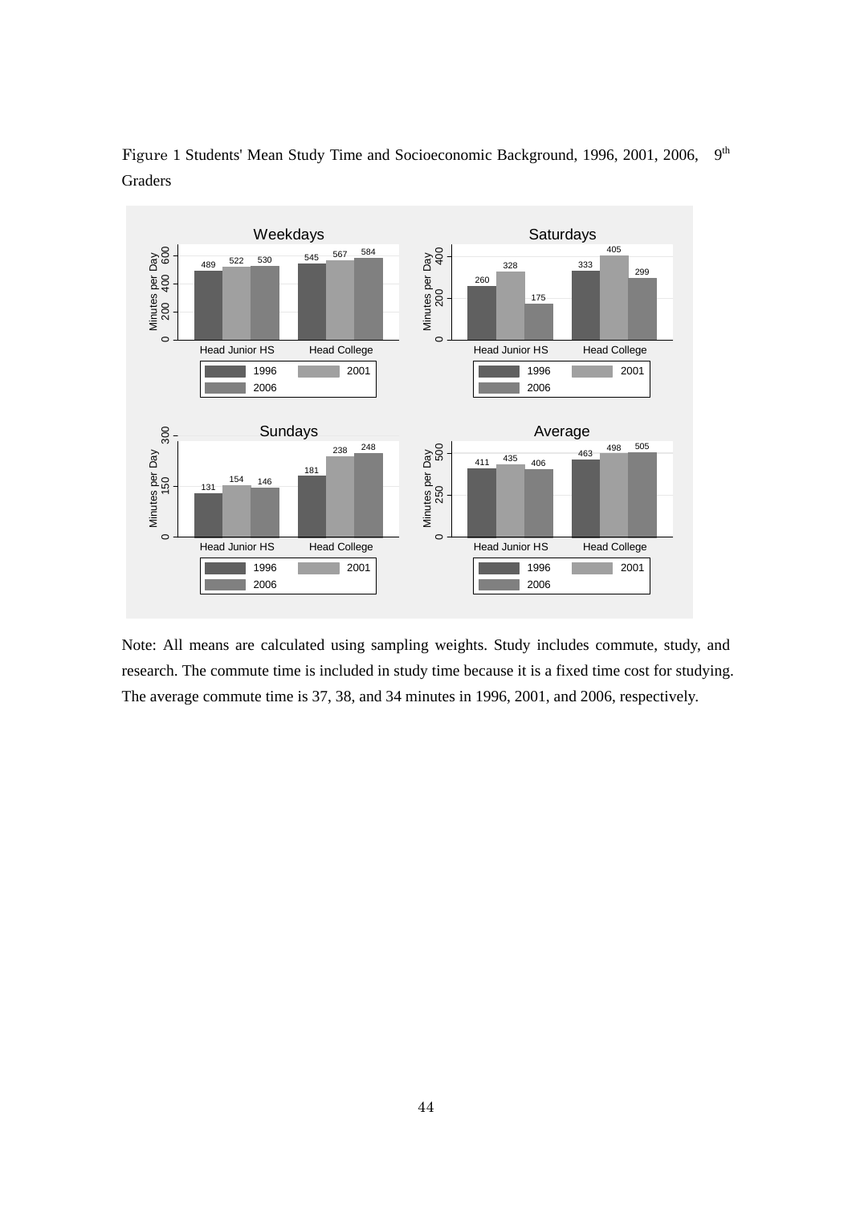Figure 1 Students' Mean Study Time and Socioeconomic Background, 1996, 2001, 2006, 9th Graders

Weekdays

Minutes per Day

0 200 400 600

489 522 530 545 567 584

Head Junior HS Head College

1996 2001 2006

Saturdays

Minutes per Day

0 200 400

260 328 175 333 405 299

Head Junior HS Head College

1996 2001 2006

Sundays

Minutes per Day

0 150 300

131 154 146 181 238 248

Head Junior HS Head College

1996 2001 2006

Average

Minutes per Day

0 250 500

411 435 406 463 498 505

Head Junior HS Head College

1996 2001 2006

Note: All means are calculated using sampling weights. Study includes commute, study, and research. The commute time is included in study time because it is a fixed time cost for studying. The average commute time is 37, 38, and 34 minutes in 1996, 2001, and 2006, respectively.